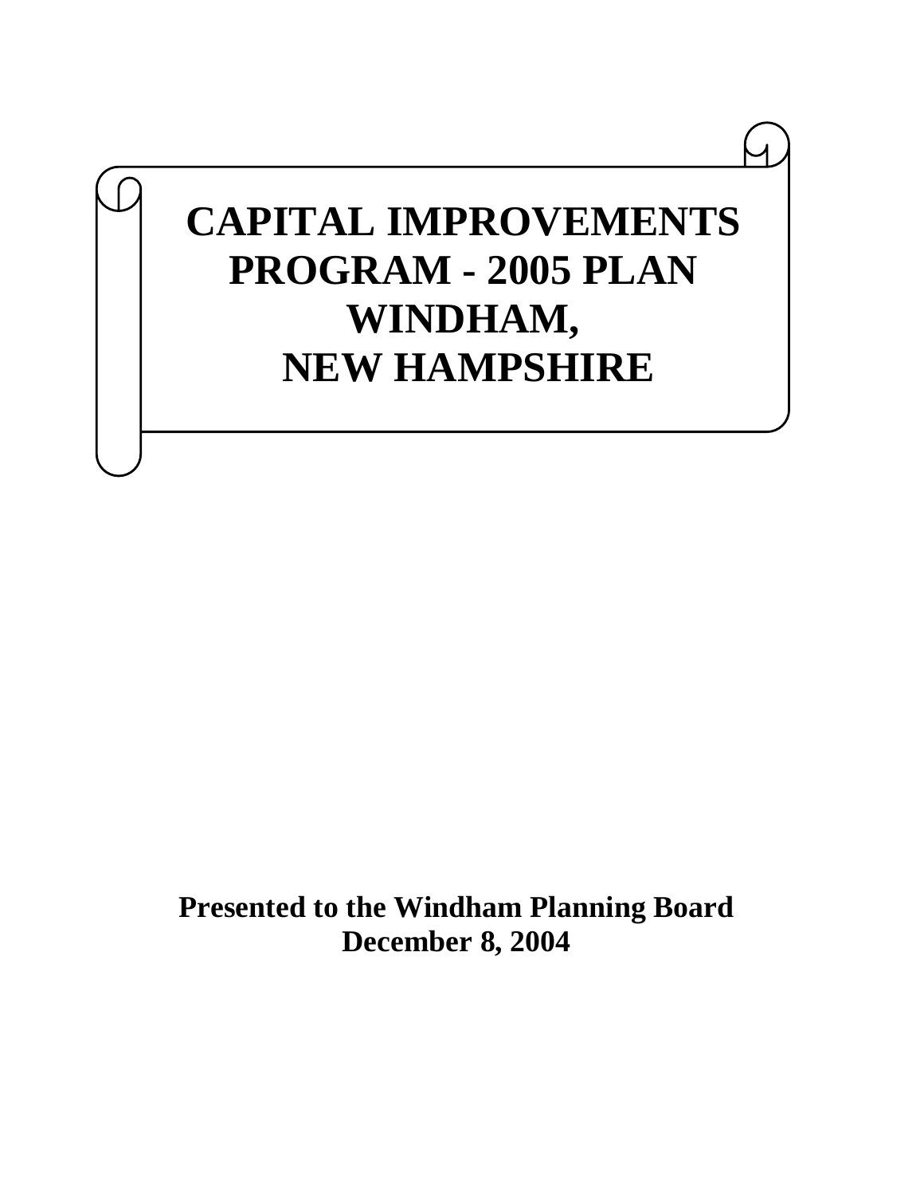# CAPITAL IMPROVEMENTS PROGRAM - 2005 PLAN WINDHAM, NEW HAMPSHIRE

**Presented to the Windham Planning Board**
**December 8, 2004**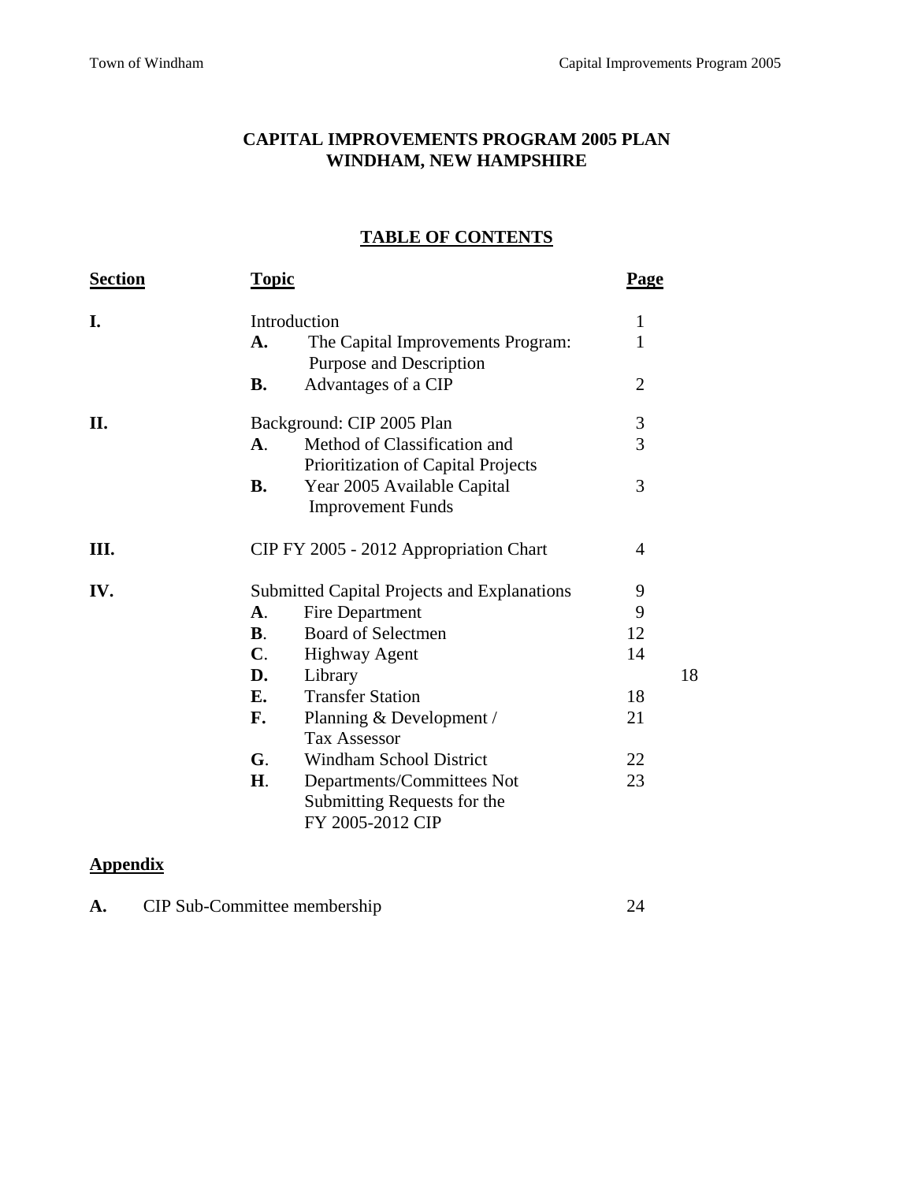# CAPITAL IMPROVEMENTS PROGRAM 2005 PLAN
# WINDHAM, NEW HAMPSHIRE

## TABLE OF CONTENTS

| Section | | Topic | Page |
|---|---|---|---|
| **I.** | | Introduction | 1 |
| | **A.** | The Capital Improvements Program: Purpose and Description | 1 |
| | **B.** | Advantages of a CIP | 2 |
| **II.** | | Background: CIP 2005 Plan | 3 |
| | **A**. | Method of Classification and Prioritization of Capital Projects | 3 |
| | **B.** | Year 2005 Available Capital Improvement Funds | 3 |
| **III.** | | CIP FY 2005 - 2012 Appropriation Chart | 4 |
| **IV.** | | Submitted Capital Projects and Explanations | 9 |
| | **A**. | Fire Department | 9 |
| | **B**. | Board of Selectmen | 12 |
| | **C**. | Highway Agent | 14 |
| | **D.** | Library | 18 |
| | **E.** | Transfer Station | 18 |
| | **F.** | Planning & Development / Tax Assessor | 21 |
| | **G**. | Windham School District | 22 |
| | **H**. | Departments/Committees Not Submitting Requests for the FY 2005-2012 CIP | 23 |

## Appendix

| | | Page |
|---|---|---|
| **A.** | CIP Sub-Committee membership | 24 |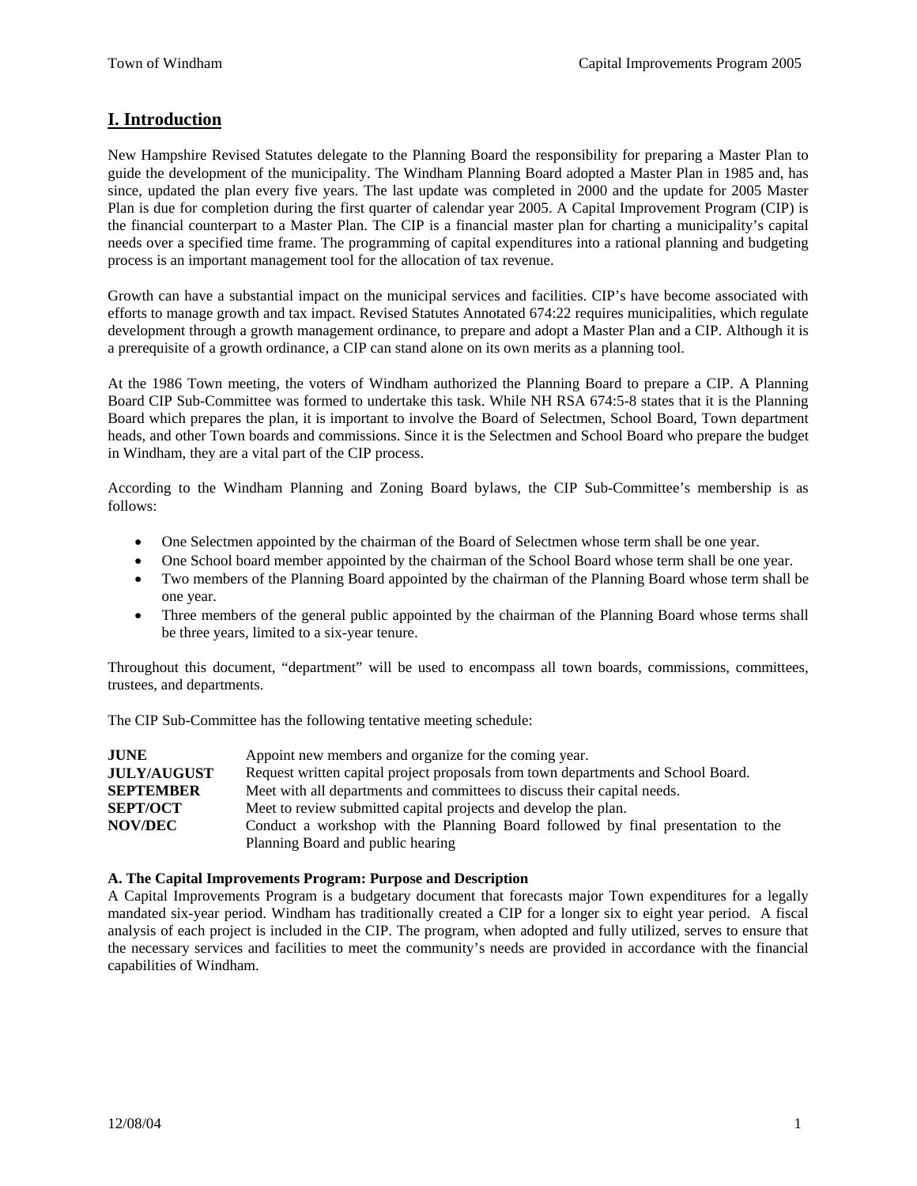## I. Introduction

New Hampshire Revised Statutes delegate to the Planning Board the responsibility for preparing a Master Plan to guide the development of the municipality. The Windham Planning Board adopted a Master Plan in 1985 and, has since, updated the plan every five years. The last update was completed in 2000 and the update for 2005 Master Plan is due for completion during the first quarter of calendar year 2005. A Capital Improvement Program (CIP) is the financial counterpart to a Master Plan. The CIP is a financial master plan for charting a municipality's capital needs over a specified time frame. The programming of capital expenditures into a rational planning and budgeting process is an important management tool for the allocation of tax revenue.

Growth can have a substantial impact on the municipal services and facilities. CIP's have become associated with efforts to manage growth and tax impact. Revised Statutes Annotated 674:22 requires municipalities, which regulate development through a growth management ordinance, to prepare and adopt a Master Plan and a CIP. Although it is a prerequisite of a growth ordinance, a CIP can stand alone on its own merits as a planning tool.

At the 1986 Town meeting, the voters of Windham authorized the Planning Board to prepare a CIP. A Planning Board CIP Sub-Committee was formed to undertake this task. While NH RSA 674:5-8 states that it is the Planning Board which prepares the plan, it is important to involve the Board of Selectmen, School Board, Town department heads, and other Town boards and commissions. Since it is the Selectmen and School Board who prepare the budget in Windham, they are a vital part of the CIP process.

According to the Windham Planning and Zoning Board bylaws, the CIP Sub-Committee's membership is as follows:

- One Selectmen appointed by the chairman of the Board of Selectmen whose term shall be one year.
- One School board member appointed by the chairman of the School Board whose term shall be one year.
- Two members of the Planning Board appointed by the chairman of the Planning Board whose term shall be one year.
- Three members of the general public appointed by the chairman of the Planning Board whose terms shall be three years, limited to a six-year tenure.

Throughout this document, "department" will be used to encompass all town boards, commissions, committees, trustees, and departments.

The CIP Sub-Committee has the following tentative meeting schedule:

| | |
|---|---|
| **JUNE** | Appoint new members and organize for the coming year. |
| **JULY/AUGUST** | Request written capital project proposals from town departments and School Board. |
| **SEPTEMBER** | Meet with all departments and committees to discuss their capital needs. |
| **SEPT/OCT** | Meet to review submitted capital projects and develop the plan. |
| **NOV/DEC** | Conduct a workshop with the Planning Board followed by final presentation to the Planning Board and public hearing |

**A. The Capital Improvements Program: Purpose and Description**

A Capital Improvements Program is a budgetary document that forecasts major Town expenditures for a legally mandated six-year period. Windham has traditionally created a CIP for a longer six to eight year period. A fiscal analysis of each project is included in the CIP. The program, when adopted and fully utilized, serves to ensure that the necessary services and facilities to meet the community's needs are provided in accordance with the financial capabilities of Windham.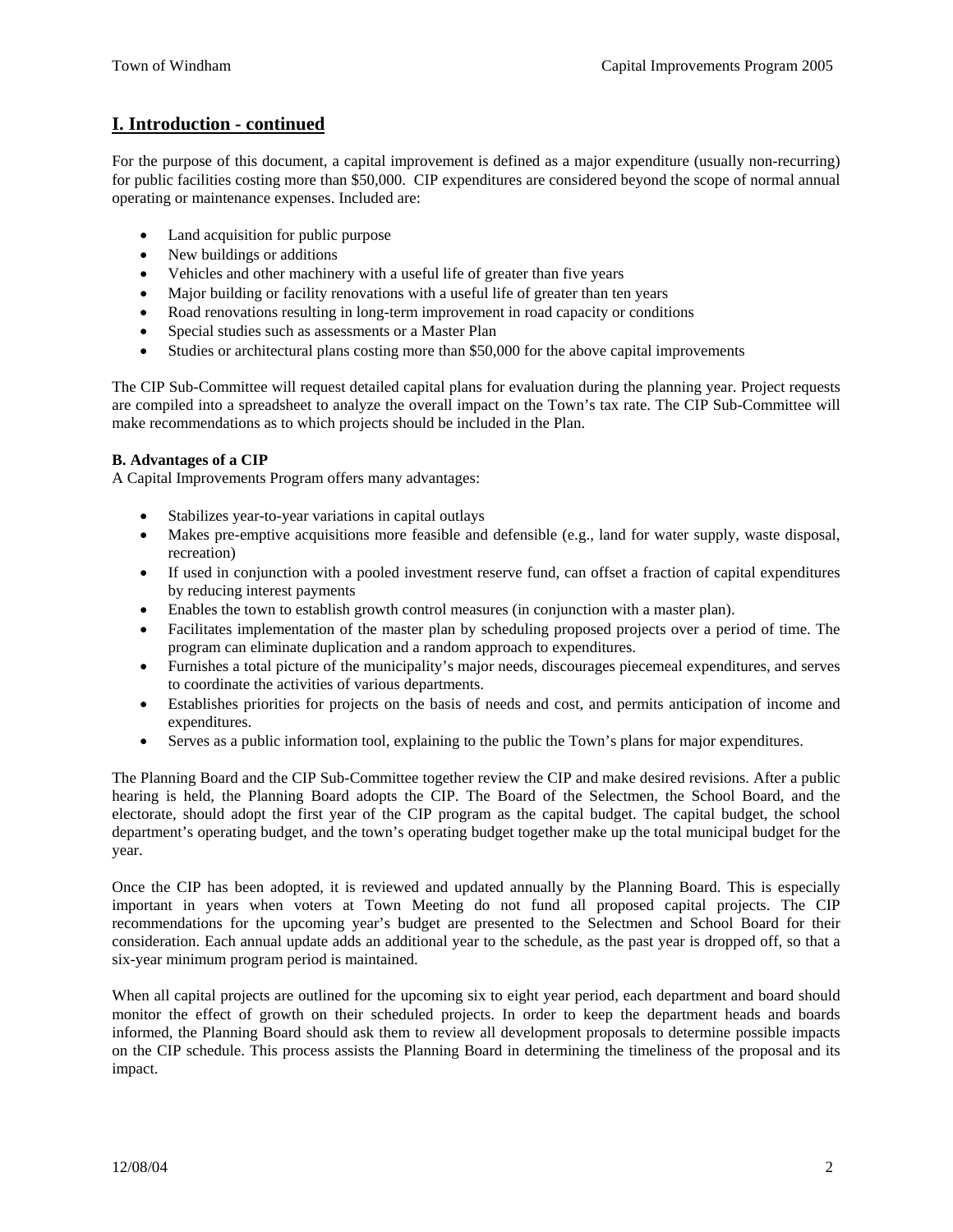## I. Introduction - continued

For the purpose of this document, a capital improvement is defined as a major expenditure (usually non-recurring) for public facilities costing more than $50,000. CIP expenditures are considered beyond the scope of normal annual operating or maintenance expenses. Included are:

- Land acquisition for public purpose
- New buildings or additions
- Vehicles and other machinery with a useful life of greater than five years
- Major building or facility renovations with a useful life of greater than ten years
- Road renovations resulting in long-term improvement in road capacity or conditions
- Special studies such as assessments or a Master Plan
- Studies or architectural plans costing more than $50,000 for the above capital improvements

The CIP Sub-Committee will request detailed capital plans for evaluation during the planning year. Project requests are compiled into a spreadsheet to analyze the overall impact on the Town's tax rate. The CIP Sub-Committee will make recommendations as to which projects should be included in the Plan.

**B. Advantages of a CIP**

A Capital Improvements Program offers many advantages:

- Stabilizes year-to-year variations in capital outlays
- Makes pre-emptive acquisitions more feasible and defensible (e.g., land for water supply, waste disposal, recreation)
- If used in conjunction with a pooled investment reserve fund, can offset a fraction of capital expenditures by reducing interest payments
- Enables the town to establish growth control measures (in conjunction with a master plan).
- Facilitates implementation of the master plan by scheduling proposed projects over a period of time. The program can eliminate duplication and a random approach to expenditures.
- Furnishes a total picture of the municipality's major needs, discourages piecemeal expenditures, and serves to coordinate the activities of various departments.
- Establishes priorities for projects on the basis of needs and cost, and permits anticipation of income and expenditures.
- Serves as a public information tool, explaining to the public the Town's plans for major expenditures.

The Planning Board and the CIP Sub-Committee together review the CIP and make desired revisions. After a public hearing is held, the Planning Board adopts the CIP. The Board of the Selectmen, the School Board, and the electorate, should adopt the first year of the CIP program as the capital budget. The capital budget, the school department's operating budget, and the town's operating budget together make up the total municipal budget for the year.

Once the CIP has been adopted, it is reviewed and updated annually by the Planning Board. This is especially important in years when voters at Town Meeting do not fund all proposed capital projects. The CIP recommendations for the upcoming year's budget are presented to the Selectmen and School Board for their consideration. Each annual update adds an additional year to the schedule, as the past year is dropped off, so that a six-year minimum program period is maintained.

When all capital projects are outlined for the upcoming six to eight year period, each department and board should monitor the effect of growth on their scheduled projects. In order to keep the department heads and boards informed, the Planning Board should ask them to review all development proposals to determine possible impacts on the CIP schedule. This process assists the Planning Board in determining the timeliness of the proposal and its impact.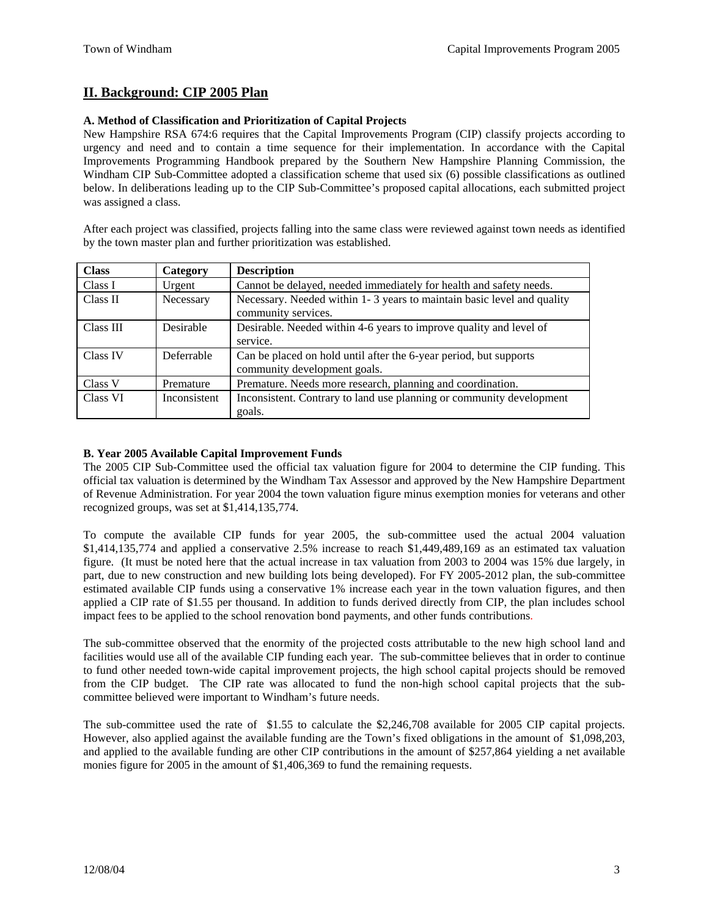## II. Background: CIP 2005 Plan

### A. Method of Classification and Prioritization of Capital Projects

New Hampshire RSA 674:6 requires that the Capital Improvements Program (CIP) classify projects according to urgency and need and to contain a time sequence for their implementation. In accordance with the Capital Improvements Programming Handbook prepared by the Southern New Hampshire Planning Commission, the Windham CIP Sub-Committee adopted a classification scheme that used six (6) possible classifications as outlined below. In deliberations leading up to the CIP Sub-Committee's proposed capital allocations, each submitted project was assigned a class.

After each project was classified, projects falling into the same class were reviewed against town needs as identified by the town master plan and further prioritization was established.

| Class | Category | Description |
|---|---|---|
| Class I | Urgent | Cannot be delayed, needed immediately for health and safety needs. |
| Class II | Necessary | Necessary. Needed within 1- 3 years to maintain basic level and quality community services. |
| Class III | Desirable | Desirable. Needed within 4-6 years to improve quality and level of service. |
| Class IV | Deferrable | Can be placed on hold until after the 6-year period, but supports community development goals. |
| Class V | Premature | Premature. Needs more research, planning and coordination. |
| Class VI | Inconsistent | Inconsistent. Contrary to land use planning or community development goals. |

### B. Year 2005 Available Capital Improvement Funds

The 2005 CIP Sub-Committee used the official tax valuation figure for 2004 to determine the CIP funding. This official tax valuation is determined by the Windham Tax Assessor and approved by the New Hampshire Department of Revenue Administration. For year 2004 the town valuation figure minus exemption monies for veterans and other recognized groups, was set at $1,414,135,774.

To compute the available CIP funds for year 2005, the sub-committee used the actual 2004 valuation $1,414,135,774 and applied a conservative 2.5% increase to reach $1,449,489,169 as an estimated tax valuation figure. (It must be noted here that the actual increase in tax valuation from 2003 to 2004 was 15% due largely, in part, due to new construction and new building lots being developed). For FY 2005-2012 plan, the sub-committee estimated available CIP funds using a conservative 1% increase each year in the town valuation figures, and then applied a CIP rate of $1.55 per thousand. In addition to funds derived directly from CIP, the plan includes school impact fees to be applied to the school renovation bond payments, and other funds contributions.

The sub-committee observed that the enormity of the projected costs attributable to the new high school land and facilities would use all of the available CIP funding each year. The sub-committee believes that in order to continue to fund other needed town-wide capital improvement projects, the high school capital projects should be removed from the CIP budget. The CIP rate was allocated to fund the non-high school capital projects that the sub-committee believed were important to Windham's future needs.

The sub-committee used the rate of $1.55 to calculate the $2,246,708 available for 2005 CIP capital projects. However, also applied against the available funding are the Town's fixed obligations in the amount of $1,098,203, and applied to the available funding are other CIP contributions in the amount of $257,864 yielding a net available monies figure for 2005 in the amount of $1,406,369 to fund the remaining requests.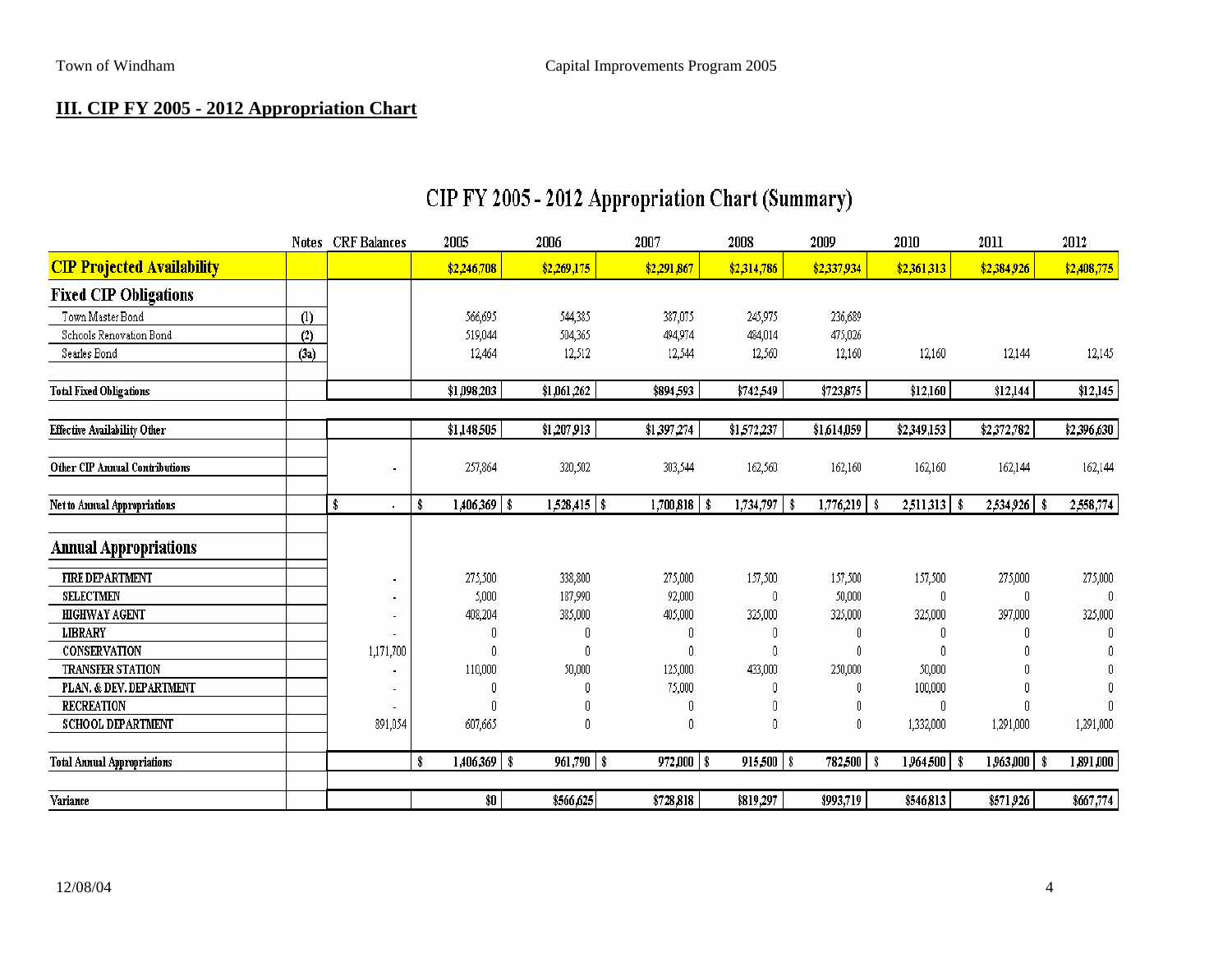## III. CIP FY 2005 - 2012 Appropriation Chart

### CIP FY 2005 - 2012 Appropriation Chart (Summary)

| | Notes | CRF Balances | 2005 | 2006 | 2007 | 2008 | 2009 | 2010 | 2011 | 2012 |
|---|---|---|---|---|---|---|---|---|---|---|
| **CIP Projected Availability** | | | $2,246,708 | $2,269,175 | $2,291,867 | $2,314,786 | $2,337,934 | $2,361,313 | $2,384,926 | $2,408,775 |
| **Fixed CIP Obligations** | | | | | | | | | | |
| Town Master Bond | (1) | | 566,695 | 544,385 | 387,075 | 245,975 | 236,689 | | | |
| Schools Renovation Bond | (2) | | 519,044 | 504,365 | 494,974 | 484,014 | 475,026 | | | |
| Searles Bond | (3a) | | 12,464 | 12,512 | 12,544 | 12,560 | 12,160 | 12,160 | 12,144 | 12,145 |
| **Total Fixed Obligations** | | | $1,098,203 | $1,061,262 | $894,593 | $742,549 | $723,875 | $12,160 | $12,144 | $12,145 |
| **Effective Availability Other** | | | $1,148,505 | $1,207,913 | $1,397,274 | $1,572,237 | $1,614,059 | $2,349,153 | $2,372,782 | $2,396,630 |
| **Other CIP Annual Contributions** | | - | 257,864 | 320,502 | 303,544 | 162,560 | 162,160 | 162,160 | 162,144 | 162,144 |
| **Net to Annual Appropriations** | | $ - | $ 1,406,369 | $ 1,528,415 | $ 1,700,818 | $ 1,734,797 | $ 1,776,219 | $ 2,511,313 | $ 2,534,926 | $ 2,558,774 |
| **Annual Appropriations** | | | | | | | | | | |
| FIRE DEPARTMENT | | - | 275,500 | 338,800 | 275,000 | 157,500 | 157,500 | 157,500 | 275,000 | 275,000 |
| SELECTMEN | | - | 5,000 | 187,990 | 92,000 | 0 | 50,000 | 0 | 0 | 0 |
| HIGHWAY AGENT | | - | 408,204 | 385,000 | 405,000 | 325,000 | 325,000 | 325,000 | 397,000 | 325,000 |
| LIBRARY | | - | 0 | 0 | 0 | 0 | 0 | 0 | 0 | 0 |
| CONSERVATION | | 1,171,700 | 0 | 0 | 0 | 0 | 0 | 0 | 0 | 0 |
| TRANSFER STATION | | - | 110,000 | 50,000 | 125,000 | 433,000 | 250,000 | 50,000 | 0 | 0 |
| PLAN. & DEV. DEPARTMENT | | - | 0 | 0 | 75,000 | 0 | 0 | 100,000 | 0 | 0 |
| RECREATION | | - | 0 | 0 | 0 | 0 | 0 | 0 | 0 | 0 |
| SCHOOL DEPARTMENT | | 891,054 | 607,665 | 0 | 0 | 0 | 0 | 1,332,000 | 1,291,000 | 1,291,000 |
| **Total Annual Appropriations** | | | $ 1,406,369 | $ 961,790 | $ 972,000 | $ 915,500 | $ 782,500 | $ 1,964,500 | $ 1,963,000 | $ 1,891,000 |
| **Variance** | | | $0 | $566,625 | $728,818 | $819,297 | $993,719 | $546,813 | $571,926 | $667,774 |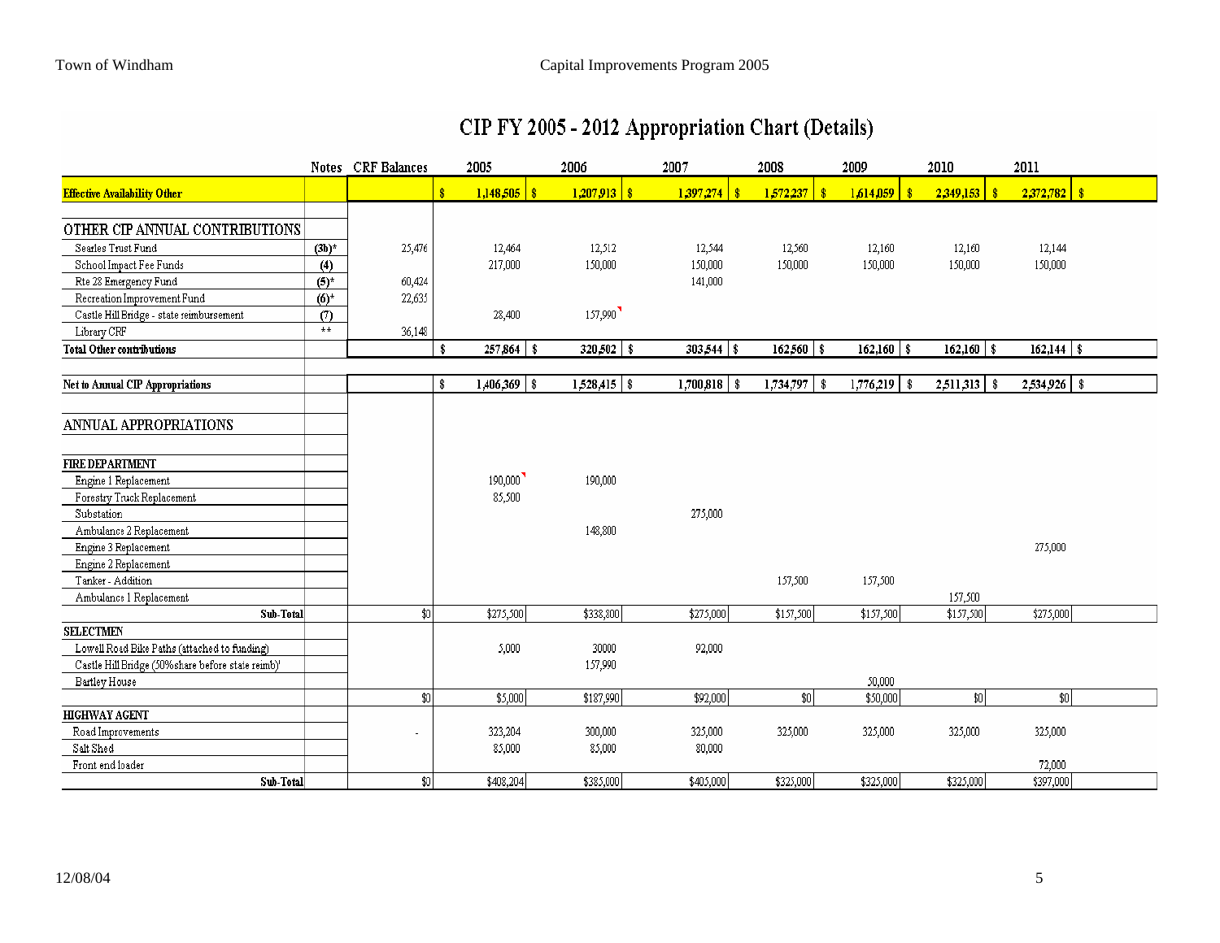# CIP FY 2005 - 2012 Appropriation Chart (Details)

| | Notes | CRF Balances | 2005 | 2006 | 2007 | 2008 | 2009 | 2010 | 2011 |
|---|---|---|---|---|---|---|---|---|---|
| **Effective Availability Other** | | | $ 1,148,505 | $ 1,207,913 | $ 1,397,274 | $ 1,572,237 | $ 1,614,059 | $ 2,349,153 | $ 2,372,782 |
| | | | | | | | | | |
| OTHER CIP ANNUAL CONTRIBUTIONS | | | | | | | | | |
| Searles Trust Fund | (3b)* | 25,476 | 12,464 | 12,512 | 12,544 | 12,560 | 12,160 | 12,160 | 12,144 |
| School Impact Fee Funds | (4) | | 217,000 | 150,000 | 150,000 | 150,000 | 150,000 | 150,000 | 150,000 |
| Rte 28 Emergency Fund | (5)* | 60,424 | | | 141,000 | | | | |
| Recreation Improvement Fund | (6)* | 22,635 | | | | | | | |
| Castle Hill Bridge - state reimbursement | (7) | | 28,400 | 157,990 | | | | | |
| Library CRF | ** | 36,148 | | | | | | | |
| **Total Other contributions** | | | $ 257,864 | $ 320,502 | $ 303,544 | $ 162,560 | $ 162,160 | $ 162,160 | $ 162,144 |
| | | | | | | | | | |
| **Net to Annual CIP Appropriations** | | | $ 1,406,369 | $ 1,528,415 | $ 1,700,818 | $ 1,734,797 | $ 1,776,219 | $ 2,511,313 | $ 2,534,926 |
| | | | | | | | | | |
| ANNUAL APPROPRIATIONS | | | | | | | | | |
| | | | | | | | | | |
| **FIRE DEPARTMENT** | | | | | | | | | |
| Engine 1 Replacement | | | 190,000 | 190,000 | | | | | |
| Forestry Truck Replacement | | | 85,500 | | | | | | |
| Substation | | | | | 275,000 | | | | |
| Ambulance 2 Replacement | | | | 148,800 | | | | | |
| Engine 3 Replacement | | | | | | | | | 275,000 |
| Engine 2 Replacement | | | | | | | | | |
| Tanker - Addition | | | | | | 157,500 | 157,500 | | |
| Ambulance 1 Replacement | | | | | | | | 157,500 | |
| **Sub-Total** | | $0 | $275,500 | $338,800 | $275,000 | $157,500 | $157,500 | $157,500 | $275,000 |
| **SELECTMEN** | | | | | | | | | |
| Lowell Road Bike Paths (attached to funding) | | | 5,000 | 30000 | 92,000 | | | | |
| Castle Hill Bridge (50% share before state reimb) | | | | 157,990 | | | | | |
| Bartley House | | | | | | | 50,000 | | |
| | | $0 | $5,000 | $187,990 | $92,000 | $0 | $50,000 | $0 | $0 |
| **HIGHWAY AGENT** | | | | | | | | | |
| Road Improvements | | - | 323,204 | 300,000 | 325,000 | 325,000 | 325,000 | 325,000 | 325,000 |
| Salt Shed | | | 85,000 | 85,000 | 80,000 | | | | |
| Front end loader | | | | | | | | | 72,000 |
| **Sub-Total** | | $0 | $408,204 | $385,000 | $405,000 | $325,000 | $325,000 | $325,000 | $397,000 |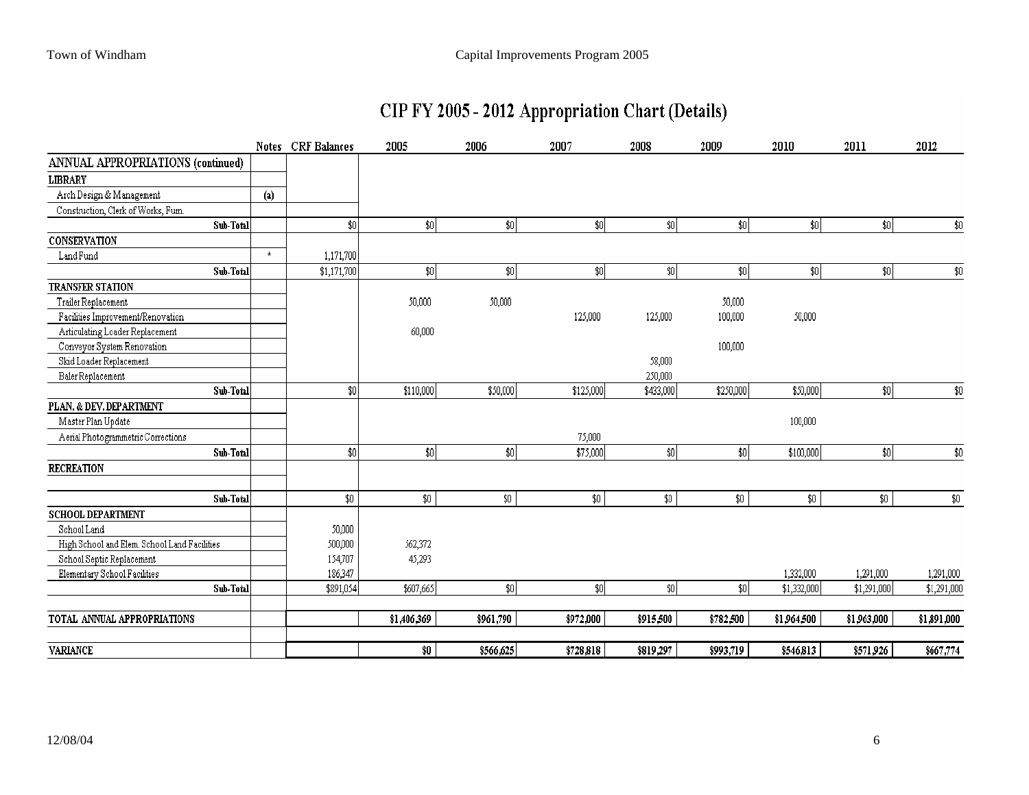# CIP FY 2005 - 2012 Appropriation Chart (Details)

| | Notes | CRF Balances | 2005 | 2006 | 2007 | 2008 | 2009 | 2010 | 2011 | 2012 |
|---|---|---|---|---|---|---|---|---|---|---|
| ANNUAL APPROPRIATIONS (continued) | | | | | | | | | | |
| **LIBRARY** | | | | | | | | | | |
| Arch Design & Management | (a) | | | | | | | | | |
| Construction, Clerk of Works, Furn. | | | | | | | | | | |
| **Sub-Total** | | $0 | $0 | $0 | $0 | $0 | $0 | $0 | $0 | $0 |
| **CONSERVATION** | | | | | | | | | | |
| Land Fund | * | 1,171,700 | | | | | | | | |
| **Sub-Total** | | $1,171,700 | $0 | $0 | $0 | $0 | $0 | $0 | $0 | $0 |
| **TRANSFER STATION** | | | | | | | | | | |
| Trailer Replacement | | | 50,000 | 50,000 | | | 50,000 | | | |
| Facilities Improvement/Renovation | | | | | 125,000 | 125,000 | 100,000 | 50,000 | | |
| Articulating Loader Replacement | | | 60,000 | | | | | | | |
| Conveyor System Renovation | | | | | | | 100,000 | | | |
| Skid Loader Replacement | | | | | | 58,000 | | | | |
| Baler Replacement | | | | | | 250,000 | | | | |
| **Sub-Total** | | $0 | $110,000 | $50,000 | $125,000 | $433,000 | $250,000 | $50,000 | $0 | $0 |
| **PLAN. & DEV. DEPARTMENT** | | | | | | | | | | |
| Master Plan Update | | | | | | | | 100,000 | | |
| Aerial Photogrammetric Corrections | | | | | 75,000 | | | | | |
| **Sub-Total** | | $0 | $0 | $0 | $75,000 | $0 | $0 | $100,000 | $0 | $0 |
| **RECREATION** | | | | | | | | | | |
| | | | | | | | | | | |
| **Sub-Total** | | $0 | $0 | $0 | $0 | $0 | $0 | $0 | $0 | $0 |
| **SCHOOL DEPARTMENT** | | | | | | | | | | |
| School Land | | 50,000 | | | | | | | | |
| High School and Elem. School Land Facilities | | 500,000 | 562,372 | | | | | | | |
| School Septic Replacement | | 154,707 | 45,293 | | | | | | | |
| Elementary School Facilities | | 186,347 | | | | | | 1,332,000 | 1,291,000 | 1,291,000 |
| **Sub-Total** | | $891,054 | $607,665 | $0 | $0 | $0 | $0 | $1,332,000 | $1,291,000 | $1,291,000 |
| | | | | | | | | | | |
| **TOTAL ANNUAL APPROPRIATIONS** | | | $1,406,369 | $961,790 | $972,000 | $915,500 | $782,500 | $1,964,500 | $1,963,000 | $1,891,000 |
| | | | | | | | | | | |
| **VARIANCE** | | | $0 | $566,625 | $728,818 | $819,297 | $993,719 | $546,813 | $571,926 | $667,774 |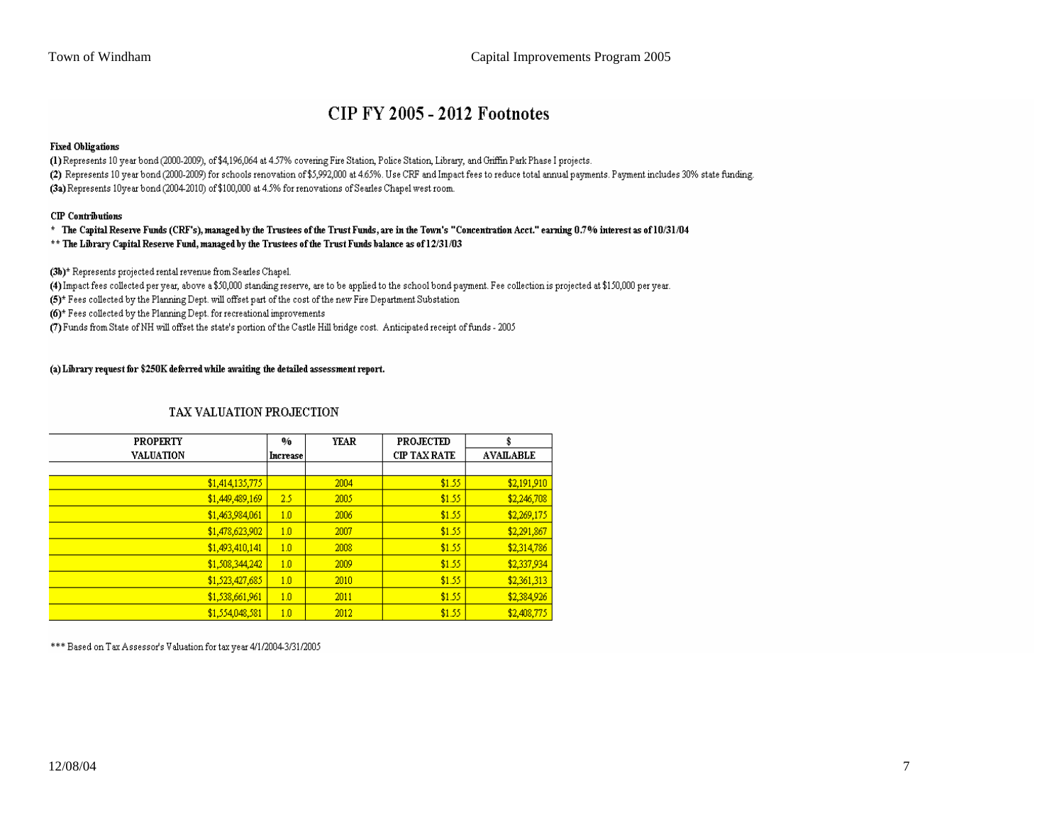# CIP FY 2005 - 2012 Footnotes

**Fixed Obligations**

**(1)** Represents 10 year bond (2000-2009), of $4,196,064 at 4.57% covering Fire Station, Police Station, Library, and Griffin Park Phase I projects.

**(2)** Represents 10 year bond (2000-2009) for schools renovation of $5,992,000 at 4.65%. Use CRF and Impact fees to reduce total annual payments. Payment includes 30% state funding.

**(3a)** Represents 10year bond (2004-2010) of $100,000 at 4.5% for renovations of Searles Chapel west room.

**CIP Contributions**

**\* The Capital Reserve Funds (CRF's), managed by the Trustees of the Trust Funds, are in the Town's "Concentration Acct." earning 0.7% interest as of 10/31/04**

**\*\* The Library Capital Reserve Fund, managed by the Trustees of the Trust Funds balance as of 12/31/03**

**(3b)**\* Represents projected rental revenue from Searles Chapel.

**(4)** Impact fees collected per year, above a $50,000 standing reserve, are to be applied to the school bond payment. Fee collection is projected at $150,000 per year.

**(5)**\* Fees collected by the Planning Dept. will offset part of the cost of the new Fire Department Substation

**(6)**\* Fees collected by the Planning Dept. for recreational improvements

**(7)** Funds from State of NH will offset the state's portion of the Castle Hill bridge cost. Anticipated receipt of funds - 2005

**(a) Library request for $250K deferred while awaiting the detailed assessment report.**

## TAX VALUATION PROJECTION

| PROPERTY VALUATION | % Increase | YEAR | PROJECTED CIP TAX RATE | $ AVAILABLE |
|---|---|---|---|---|
| | | | | |
| $1,414,135,775 | | 2004 | $1.55 | $2,191,910 |
| $1,449,489,169 | 2.5 | 2005 | $1.55 | $2,246,708 |
| $1,463,984,061 | 1.0 | 2006 | $1.55 | $2,269,175 |
| $1,478,623,902 | 1.0 | 2007 | $1.55 | $2,291,867 |
| $1,493,410,141 | 1.0 | 2008 | $1.55 | $2,314,786 |
| $1,508,344,242 | 1.0 | 2009 | $1.55 | $2,337,934 |
| $1,523,427,685 | 1.0 | 2010 | $1.55 | $2,361,313 |
| $1,538,661,961 | 1.0 | 2011 | $1.55 | $2,384,926 |
| $1,554,048,581 | 1.0 | 2012 | $1.55 | $2,408,775 |

\*\*\* Based on Tax Assessor's Valuation for tax year 4/1/2004-3/31/2005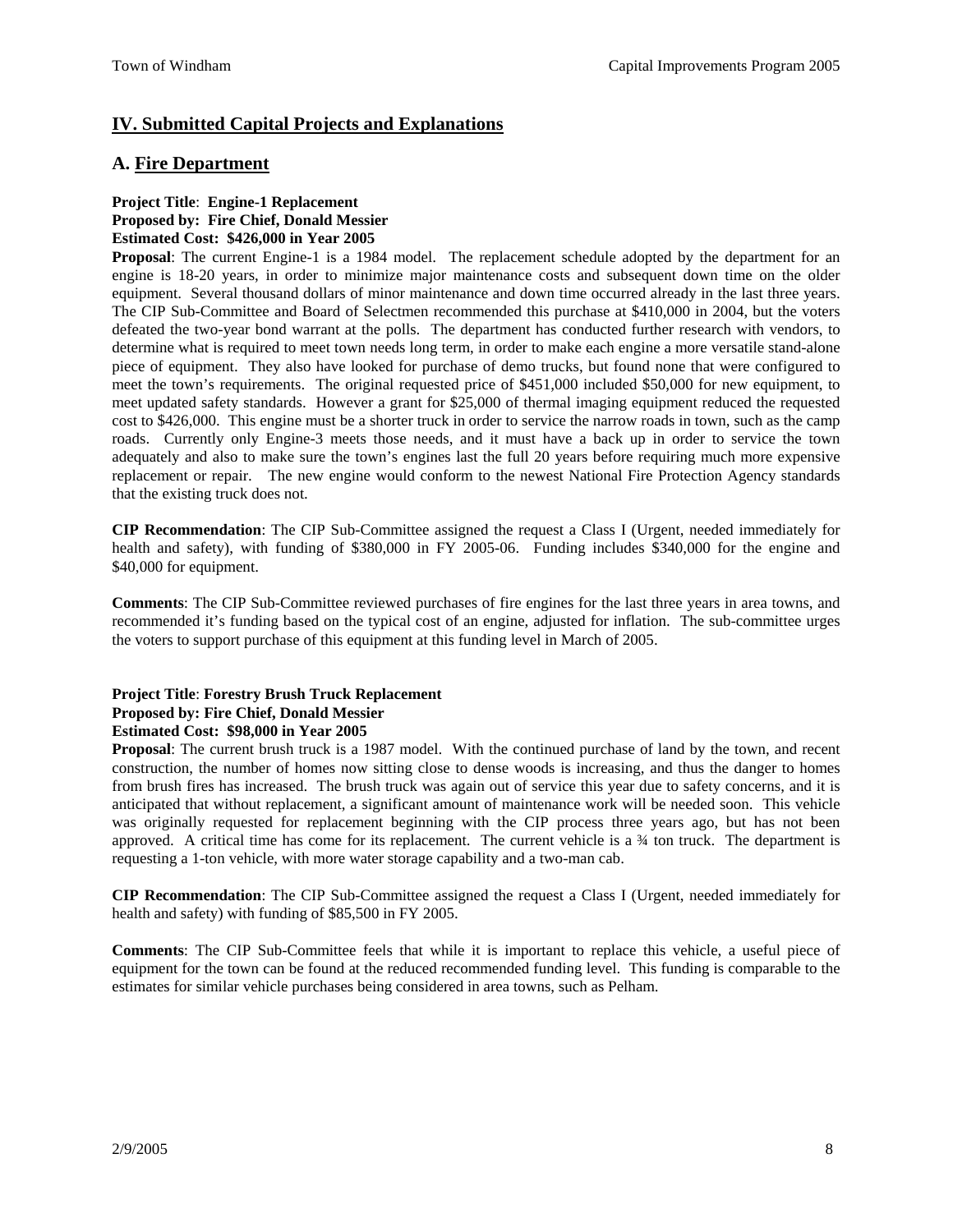## IV. Submitted Capital Projects and Explanations

### A. Fire Department

**Project Title**: **Engine-1 Replacement**
**Proposed by: Fire Chief, Donald Messier**
**Estimated Cost: $426,000 in Year 2005**

**Proposal**: The current Engine-1 is a 1984 model. The replacement schedule adopted by the department for an engine is 18-20 years, in order to minimize major maintenance costs and subsequent down time on the older equipment. Several thousand dollars of minor maintenance and down time occurred already in the last three years. The CIP Sub-Committee and Board of Selectmen recommended this purchase at $410,000 in 2004, but the voters defeated the two-year bond warrant at the polls. The department has conducted further research with vendors, to determine what is required to meet town needs long term, in order to make each engine a more versatile stand-alone piece of equipment. They also have looked for purchase of demo trucks, but found none that were configured to meet the town's requirements. The original requested price of $451,000 included $50,000 for new equipment, to meet updated safety standards. However a grant for $25,000 of thermal imaging equipment reduced the requested cost to $426,000. This engine must be a shorter truck in order to service the narrow roads in town, such as the camp roads. Currently only Engine-3 meets those needs, and it must have a back up in order to service the town adequately and also to make sure the town's engines last the full 20 years before requiring much more expensive replacement or repair. The new engine would conform to the newest National Fire Protection Agency standards that the existing truck does not.

**CIP Recommendation**: The CIP Sub-Committee assigned the request a Class I (Urgent, needed immediately for health and safety), with funding of $380,000 in FY 2005-06. Funding includes $340,000 for the engine and $40,000 for equipment.

**Comments**: The CIP Sub-Committee reviewed purchases of fire engines for the last three years in area towns, and recommended it's funding based on the typical cost of an engine, adjusted for inflation. The sub-committee urges the voters to support purchase of this equipment at this funding level in March of 2005.

**Project Title**: **Forestry Brush Truck Replacement**
**Proposed by: Fire Chief, Donald Messier**
**Estimated Cost: $98,000 in Year 2005**

**Proposal**: The current brush truck is a 1987 model. With the continued purchase of land by the town, and recent construction, the number of homes now sitting close to dense woods is increasing, and thus the danger to homes from brush fires has increased. The brush truck was again out of service this year due to safety concerns, and it is anticipated that without replacement, a significant amount of maintenance work will be needed soon. This vehicle was originally requested for replacement beginning with the CIP process three years ago, but has not been approved. A critical time has come for its replacement. The current vehicle is a ¾ ton truck. The department is requesting a 1-ton vehicle, with more water storage capability and a two-man cab.

**CIP Recommendation**: The CIP Sub-Committee assigned the request a Class I (Urgent, needed immediately for health and safety) with funding of $85,500 in FY 2005.

**Comments**: The CIP Sub-Committee feels that while it is important to replace this vehicle, a useful piece of equipment for the town can be found at the reduced recommended funding level. This funding is comparable to the estimates for similar vehicle purchases being considered in area towns, such as Pelham.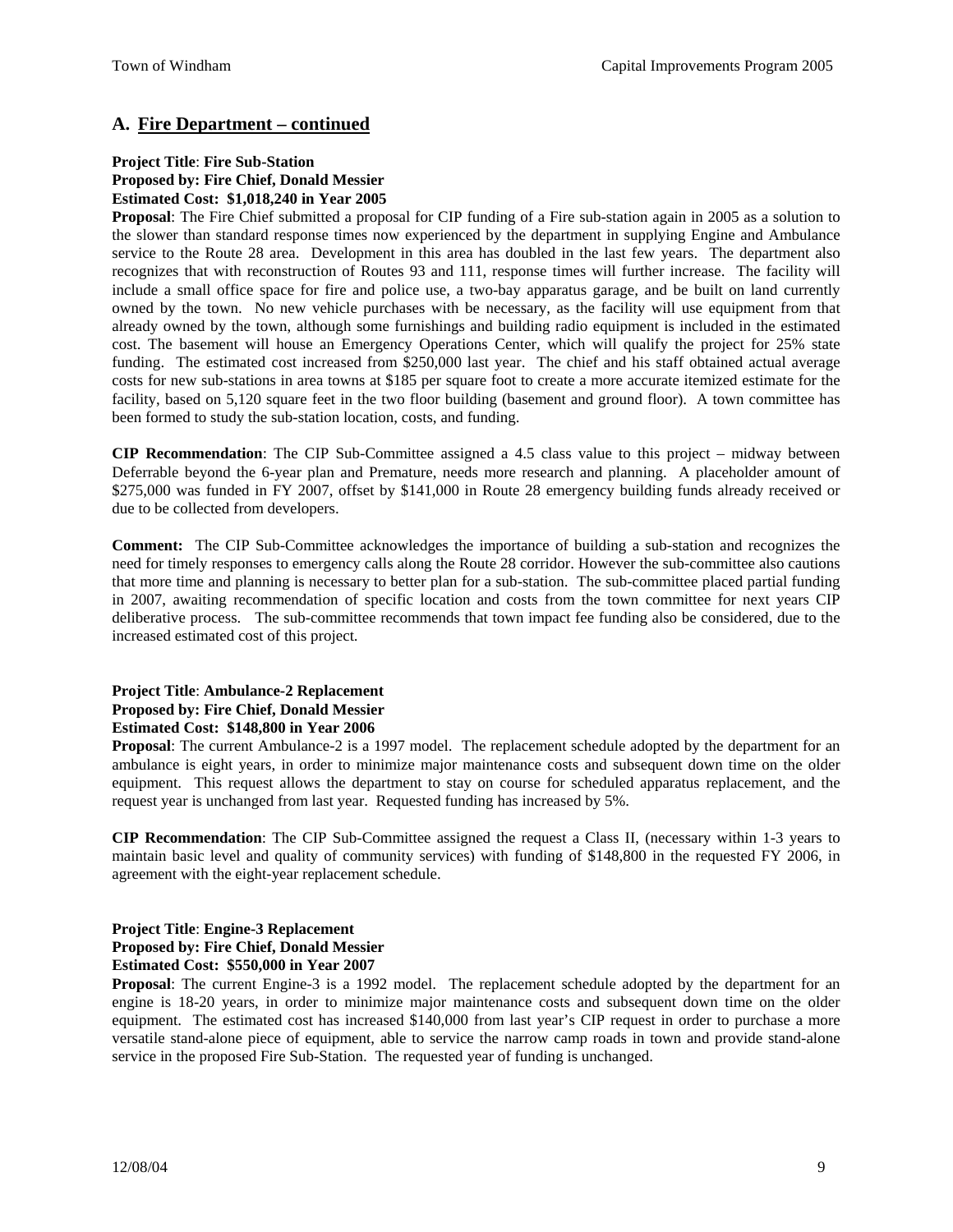## A. Fire Department – continued

**Project Title**: **Fire Sub-Station**
**Proposed by: Fire Chief, Donald Messier**
**Estimated Cost: $1,018,240 in Year 2005**

**Proposal**: The Fire Chief submitted a proposal for CIP funding of a Fire sub-station again in 2005 as a solution to the slower than standard response times now experienced by the department in supplying Engine and Ambulance service to the Route 28 area. Development in this area has doubled in the last few years. The department also recognizes that with reconstruction of Routes 93 and 111, response times will further increase. The facility will include a small office space for fire and police use, a two-bay apparatus garage, and be built on land currently owned by the town. No new vehicle purchases with be necessary, as the facility will use equipment from that already owned by the town, although some furnishings and building radio equipment is included in the estimated cost. The basement will house an Emergency Operations Center, which will qualify the project for 25% state funding. The estimated cost increased from $250,000 last year. The chief and his staff obtained actual average costs for new sub-stations in area towns at $185 per square foot to create a more accurate itemized estimate for the facility, based on 5,120 square feet in the two floor building (basement and ground floor). A town committee has been formed to study the sub-station location, costs, and funding.

**CIP Recommendation**: The CIP Sub-Committee assigned a 4.5 class value to this project – midway between Deferrable beyond the 6-year plan and Premature, needs more research and planning. A placeholder amount of $275,000 was funded in FY 2007, offset by $141,000 in Route 28 emergency building funds already received or due to be collected from developers.

**Comment:** The CIP Sub-Committee acknowledges the importance of building a sub-station and recognizes the need for timely responses to emergency calls along the Route 28 corridor. However the sub-committee also cautions that more time and planning is necessary to better plan for a sub-station. The sub-committee placed partial funding in 2007, awaiting recommendation of specific location and costs from the town committee for next years CIP deliberative process. The sub-committee recommends that town impact fee funding also be considered, due to the increased estimated cost of this project.

**Project Title**: **Ambulance-2 Replacement**
**Proposed by: Fire Chief, Donald Messier**
**Estimated Cost: $148,800 in Year 2006**

**Proposal**: The current Ambulance-2 is a 1997 model. The replacement schedule adopted by the department for an ambulance is eight years, in order to minimize major maintenance costs and subsequent down time on the older equipment. This request allows the department to stay on course for scheduled apparatus replacement, and the request year is unchanged from last year. Requested funding has increased by 5%.

**CIP Recommendation**: The CIP Sub-Committee assigned the request a Class II, (necessary within 1-3 years to maintain basic level and quality of community services) with funding of $148,800 in the requested FY 2006, in agreement with the eight-year replacement schedule.

**Project Title**: **Engine-3 Replacement**
**Proposed by: Fire Chief, Donald Messier**
**Estimated Cost: $550,000 in Year 2007**

**Proposal**: The current Engine-3 is a 1992 model. The replacement schedule adopted by the department for an engine is 18-20 years, in order to minimize major maintenance costs and subsequent down time on the older equipment. The estimated cost has increased $140,000 from last year's CIP request in order to purchase a more versatile stand-alone piece of equipment, able to service the narrow camp roads in town and provide stand-alone service in the proposed Fire Sub-Station. The requested year of funding is unchanged.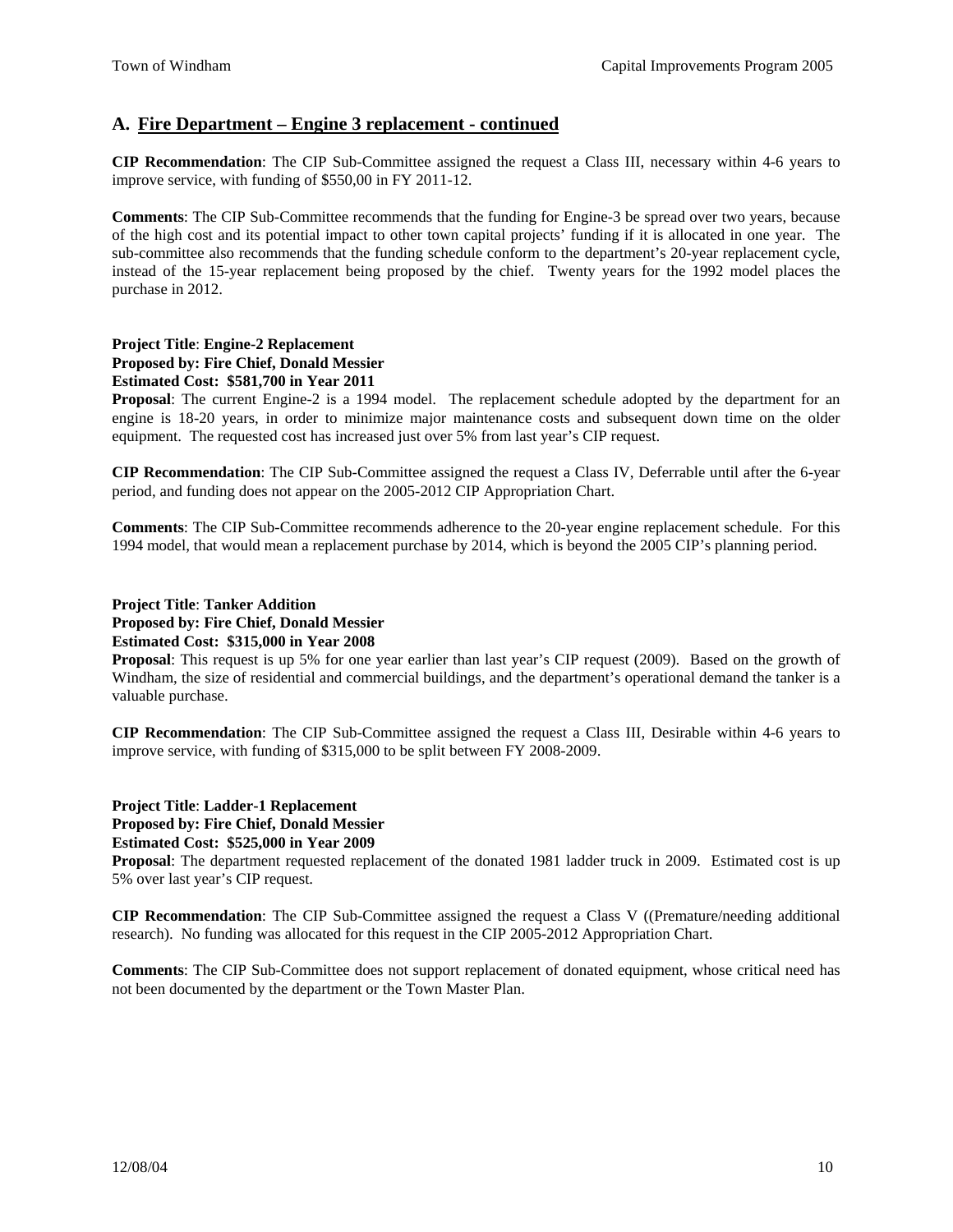## A. Fire Department – Engine 3 replacement - continued

**CIP Recommendation**: The CIP Sub-Committee assigned the request a Class III, necessary within 4-6 years to improve service, with funding of $550,00 in FY 2011-12.

**Comments**: The CIP Sub-Committee recommends that the funding for Engine-3 be spread over two years, because of the high cost and its potential impact to other town capital projects' funding if it is allocated in one year. The sub-committee also recommends that the funding schedule conform to the department's 20-year replacement cycle, instead of the 15-year replacement being proposed by the chief. Twenty years for the 1992 model places the purchase in 2012.

**Project Title**: **Engine-2 Replacement**
**Proposed by: Fire Chief, Donald Messier**
**Estimated Cost: $581,700 in Year 2011**
**Proposal**: The current Engine-2 is a 1994 model. The replacement schedule adopted by the department for an engine is 18-20 years, in order to minimize major maintenance costs and subsequent down time on the older equipment. The requested cost has increased just over 5% from last year's CIP request.

**CIP Recommendation**: The CIP Sub-Committee assigned the request a Class IV, Deferrable until after the 6-year period, and funding does not appear on the 2005-2012 CIP Appropriation Chart.

**Comments**: The CIP Sub-Committee recommends adherence to the 20-year engine replacement schedule. For this 1994 model, that would mean a replacement purchase by 2014, which is beyond the 2005 CIP's planning period.

**Project Title**: **Tanker Addition**
**Proposed by: Fire Chief, Donald Messier**
**Estimated Cost: $315,000 in Year 2008**
**Proposal**: This request is up 5% for one year earlier than last year's CIP request (2009). Based on the growth of Windham, the size of residential and commercial buildings, and the department's operational demand the tanker is a valuable purchase.

**CIP Recommendation**: The CIP Sub-Committee assigned the request a Class III, Desirable within 4-6 years to improve service, with funding of $315,000 to be split between FY 2008-2009.

**Project Title**: **Ladder-1 Replacement**
**Proposed by: Fire Chief, Donald Messier**
**Estimated Cost: $525,000 in Year 2009**
**Proposal**: The department requested replacement of the donated 1981 ladder truck in 2009. Estimated cost is up 5% over last year's CIP request.

**CIP Recommendation**: The CIP Sub-Committee assigned the request a Class V ((Premature/needing additional research). No funding was allocated for this request in the CIP 2005-2012 Appropriation Chart.

**Comments**: The CIP Sub-Committee does not support replacement of donated equipment, whose critical need has not been documented by the department or the Town Master Plan.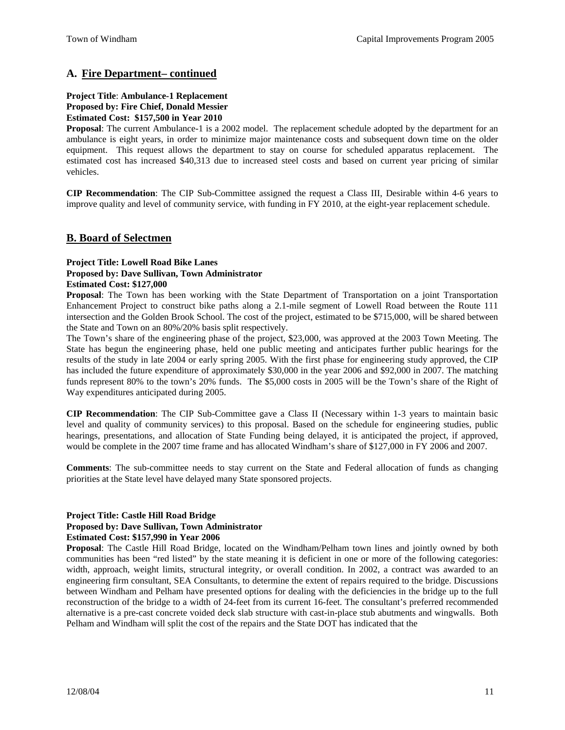## A. Fire Department– continued

**Project Title**: **Ambulance-1 Replacement**
**Proposed by: Fire Chief, Donald Messier**
**Estimated Cost: $157,500 in Year 2010**

**Proposal**: The current Ambulance-1 is a 2002 model. The replacement schedule adopted by the department for an ambulance is eight years, in order to minimize major maintenance costs and subsequent down time on the older equipment. This request allows the department to stay on course for scheduled apparatus replacement. The estimated cost has increased $40,313 due to increased steel costs and based on current year pricing of similar vehicles.

**CIP Recommendation**: The CIP Sub-Committee assigned the request a Class III, Desirable within 4-6 years to improve quality and level of community service, with funding in FY 2010, at the eight-year replacement schedule.

## B. Board of Selectmen

**Project Title: Lowell Road Bike Lanes**
**Proposed by: Dave Sullivan, Town Administrator**
**Estimated Cost: $127,000**

**Proposal**: The Town has been working with the State Department of Transportation on a joint Transportation Enhancement Project to construct bike paths along a 2.1-mile segment of Lowell Road between the Route 111 intersection and the Golden Brook School. The cost of the project, estimated to be $715,000, will be shared between the State and Town on an 80%/20% basis split respectively.

The Town's share of the engineering phase of the project, $23,000, was approved at the 2003 Town Meeting. The State has begun the engineering phase, held one public meeting and anticipates further public hearings for the results of the study in late 2004 or early spring 2005. With the first phase for engineering study approved, the CIP has included the future expenditure of approximately $30,000 in the year 2006 and $92,000 in 2007. The matching funds represent 80% to the town's 20% funds. The $5,000 costs in 2005 will be the Town's share of the Right of Way expenditures anticipated during 2005.

**CIP Recommendation**: The CIP Sub-Committee gave a Class II (Necessary within 1-3 years to maintain basic level and quality of community services) to this proposal. Based on the schedule for engineering studies, public hearings, presentations, and allocation of State Funding being delayed, it is anticipated the project, if approved, would be complete in the 2007 time frame and has allocated Windham's share of $127,000 in FY 2006 and 2007.

**Comments**: The sub-committee needs to stay current on the State and Federal allocation of funds as changing priorities at the State level have delayed many State sponsored projects.

**Project Title: Castle Hill Road Bridge**
**Proposed by: Dave Sullivan, Town Administrator**
**Estimated Cost: $157,990 in Year 2006**

**Proposal**: The Castle Hill Road Bridge, located on the Windham/Pelham town lines and jointly owned by both communities has been "red listed" by the state meaning it is deficient in one or more of the following categories: width, approach, weight limits, structural integrity, or overall condition. In 2002, a contract was awarded to an engineering firm consultant, SEA Consultants, to determine the extent of repairs required to the bridge. Discussions between Windham and Pelham have presented options for dealing with the deficiencies in the bridge up to the full reconstruction of the bridge to a width of 24-feet from its current 16-feet. The consultant's preferred recommended alternative is a pre-cast concrete voided deck slab structure with cast-in-place stub abutments and wingwalls. Both Pelham and Windham will split the cost of the repairs and the State DOT has indicated that the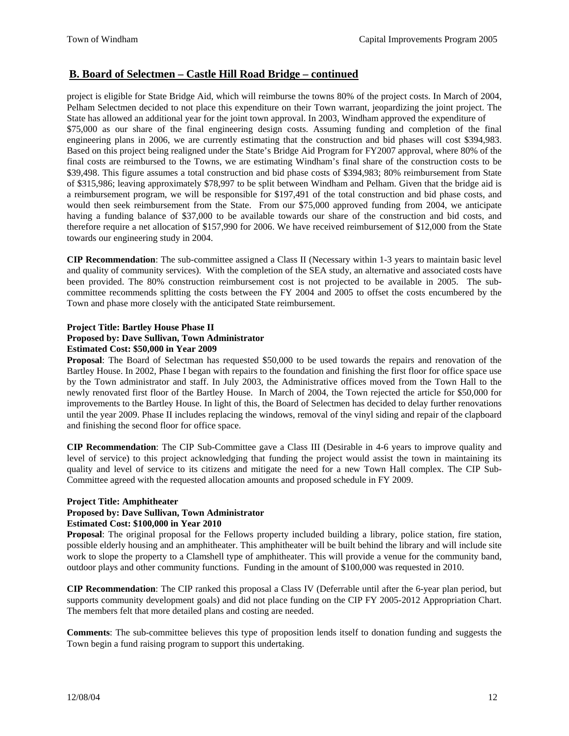## B. Board of Selectmen – Castle Hill Road Bridge – continued

project is eligible for State Bridge Aid, which will reimburse the towns 80% of the project costs. In March of 2004, Pelham Selectmen decided to not place this expenditure on their Town warrant, jeopardizing the joint project. The State has allowed an additional year for the joint town approval. In 2003, Windham approved the expenditure of $75,000 as our share of the final engineering design costs. Assuming funding and completion of the final engineering plans in 2006, we are currently estimating that the construction and bid phases will cost $394,983. Based on this project being realigned under the State's Bridge Aid Program for FY2007 approval, where 80% of the final costs are reimbursed to the Towns, we are estimating Windham's final share of the construction costs to be $39,498. This figure assumes a total construction and bid phase costs of $394,983; 80% reimbursement from State of $315,986; leaving approximately $78,997 to be split between Windham and Pelham. Given that the bridge aid is a reimbursement program, we will be responsible for $197,491 of the total construction and bid phase costs, and would then seek reimbursement from the State. From our $75,000 approved funding from 2004, we anticipate having a funding balance of $37,000 to be available towards our share of the construction and bid costs, and therefore require a net allocation of $157,990 for 2006. We have received reimbursement of $12,000 from the State towards our engineering study in 2004.

**CIP Recommendation**: The sub-committee assigned a Class II (Necessary within 1-3 years to maintain basic level and quality of community services). With the completion of the SEA study, an alternative and associated costs have been provided. The 80% construction reimbursement cost is not projected to be available in 2005. The sub-committee recommends splitting the costs between the FY 2004 and 2005 to offset the costs encumbered by the Town and phase more closely with the anticipated State reimbursement.

**Project Title: Bartley House Phase II**
**Proposed by: Dave Sullivan, Town Administrator**
**Estimated Cost: $50,000 in Year 2009**

**Proposal**: The Board of Selectman has requested $50,000 to be used towards the repairs and renovation of the Bartley House. In 2002, Phase I began with repairs to the foundation and finishing the first floor for office space use by the Town administrator and staff. In July 2003, the Administrative offices moved from the Town Hall to the newly renovated first floor of the Bartley House. In March of 2004, the Town rejected the article for $50,000 for improvements to the Bartley House. In light of this, the Board of Selectmen has decided to delay further renovations until the year 2009. Phase II includes replacing the windows, removal of the vinyl siding and repair of the clapboard and finishing the second floor for office space.

**CIP Recommendation**: The CIP Sub-Committee gave a Class III (Desirable in 4-6 years to improve quality and level of service) to this project acknowledging that funding the project would assist the town in maintaining its quality and level of service to its citizens and mitigate the need for a new Town Hall complex. The CIP Sub-Committee agreed with the requested allocation amounts and proposed schedule in FY 2009.

**Project Title: Amphitheater**
**Proposed by: Dave Sullivan, Town Administrator**
**Estimated Cost: $100,000 in Year 2010**

**Proposal**: The original proposal for the Fellows property included building a library, police station, fire station, possible elderly housing and an amphitheater. This amphitheater will be built behind the library and will include site work to slope the property to a Clamshell type of amphitheater. This will provide a venue for the community band, outdoor plays and other community functions. Funding in the amount of $100,000 was requested in 2010.

**CIP Recommendation**: The CIP ranked this proposal a Class IV (Deferrable until after the 6-year plan period, but supports community development goals) and did not place funding on the CIP FY 2005-2012 Appropriation Chart. The members felt that more detailed plans and costing are needed.

**Comments**: The sub-committee believes this type of proposition lends itself to donation funding and suggests the Town begin a fund raising program to support this undertaking.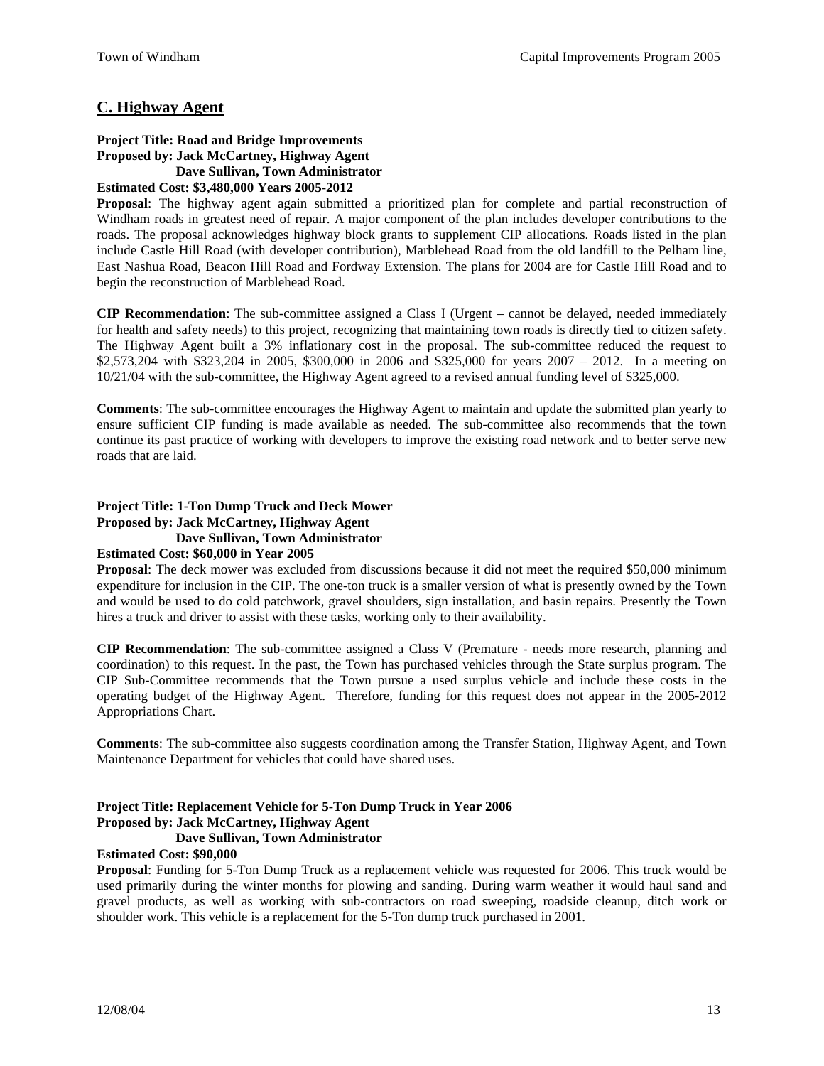## C. Highway Agent

**Project Title: Road and Bridge Improvements**
**Proposed by: Jack McCartney, Highway Agent**
**Dave Sullivan, Town Administrator**
**Estimated Cost: $3,480,000 Years 2005-2012**

**Proposal**: The highway agent again submitted a prioritized plan for complete and partial reconstruction of Windham roads in greatest need of repair. A major component of the plan includes developer contributions to the roads. The proposal acknowledges highway block grants to supplement CIP allocations. Roads listed in the plan include Castle Hill Road (with developer contribution), Marblehead Road from the old landfill to the Pelham line, East Nashua Road, Beacon Hill Road and Fordway Extension. The plans for 2004 are for Castle Hill Road and to begin the reconstruction of Marblehead Road.

**CIP Recommendation**: The sub-committee assigned a Class I (Urgent – cannot be delayed, needed immediately for health and safety needs) to this project, recognizing that maintaining town roads is directly tied to citizen safety. The Highway Agent built a 3% inflationary cost in the proposal. The sub-committee reduced the request to $2,573,204 with $323,204 in 2005, $300,000 in 2006 and $325,000 for years 2007 – 2012. In a meeting on 10/21/04 with the sub-committee, the Highway Agent agreed to a revised annual funding level of $325,000.

**Comments**: The sub-committee encourages the Highway Agent to maintain and update the submitted plan yearly to ensure sufficient CIP funding is made available as needed. The sub-committee also recommends that the town continue its past practice of working with developers to improve the existing road network and to better serve new roads that are laid.

**Project Title: 1-Ton Dump Truck and Deck Mower**
**Proposed by: Jack McCartney, Highway Agent**
**Dave Sullivan, Town Administrator**
**Estimated Cost: $60,000 in Year 2005**

**Proposal**: The deck mower was excluded from discussions because it did not meet the required $50,000 minimum expenditure for inclusion in the CIP. The one-ton truck is a smaller version of what is presently owned by the Town and would be used to do cold patchwork, gravel shoulders, sign installation, and basin repairs. Presently the Town hires a truck and driver to assist with these tasks, working only to their availability.

**CIP Recommendation**: The sub-committee assigned a Class V (Premature - needs more research, planning and coordination) to this request. In the past, the Town has purchased vehicles through the State surplus program. The CIP Sub-Committee recommends that the Town pursue a used surplus vehicle and include these costs in the operating budget of the Highway Agent. Therefore, funding for this request does not appear in the 2005-2012 Appropriations Chart.

**Comments**: The sub-committee also suggests coordination among the Transfer Station, Highway Agent, and Town Maintenance Department for vehicles that could have shared uses.

**Project Title: Replacement Vehicle for 5-Ton Dump Truck in Year 2006**
**Proposed by: Jack McCartney, Highway Agent**
**Dave Sullivan, Town Administrator**
**Estimated Cost: $90,000**

**Proposal**: Funding for 5-Ton Dump Truck as a replacement vehicle was requested for 2006. This truck would be used primarily during the winter months for plowing and sanding. During warm weather it would haul sand and gravel products, as well as working with sub-contractors on road sweeping, roadside cleanup, ditch work or shoulder work. This vehicle is a replacement for the 5-Ton dump truck purchased in 2001.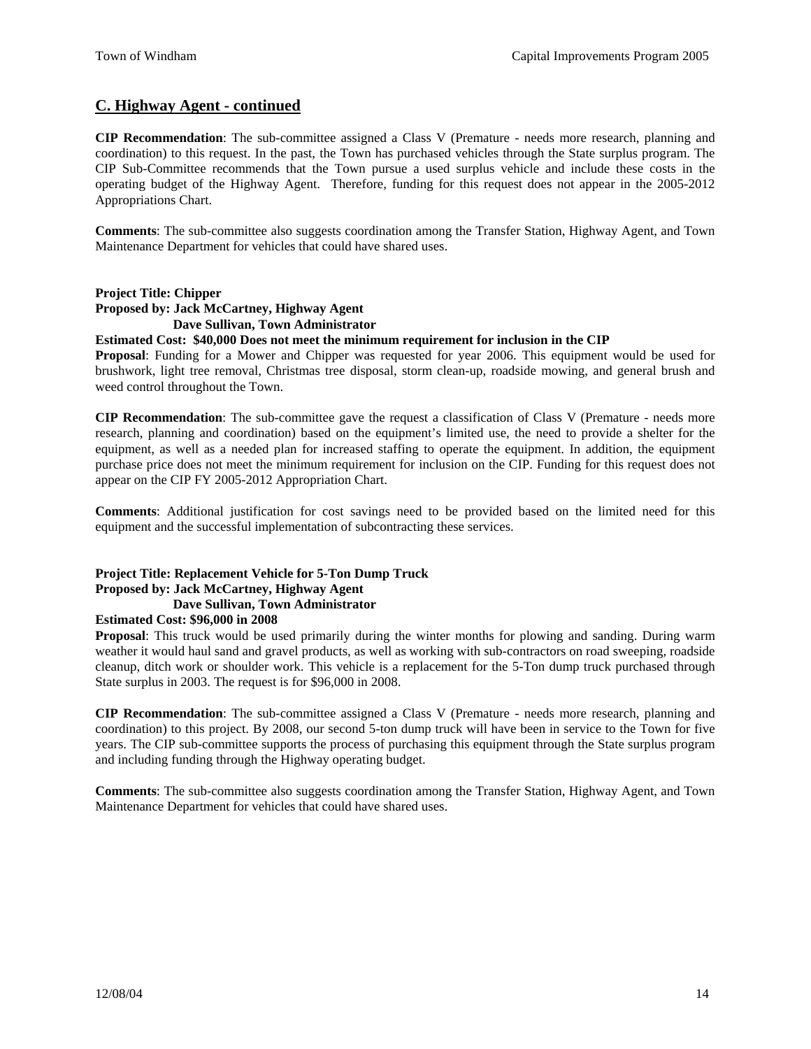## C. Highway Agent - continued

**CIP Recommendation**: The sub-committee assigned a Class V (Premature - needs more research, planning and coordination) to this request. In the past, the Town has purchased vehicles through the State surplus program. The CIP Sub-Committee recommends that the Town pursue a used surplus vehicle and include these costs in the operating budget of the Highway Agent. Therefore, funding for this request does not appear in the 2005-2012 Appropriations Chart.

**Comments**: The sub-committee also suggests coordination among the Transfer Station, Highway Agent, and Town Maintenance Department for vehicles that could have shared uses.

**Project Title: Chipper**
**Proposed by: Jack McCartney, Highway Agent**
**Dave Sullivan, Town Administrator**
**Estimated Cost: $40,000 Does not meet the minimum requirement for inclusion in the CIP**
**Proposal**: Funding for a Mower and Chipper was requested for year 2006. This equipment would be used for brushwork, light tree removal, Christmas tree disposal, storm clean-up, roadside mowing, and general brush and weed control throughout the Town.

**CIP Recommendation**: The sub-committee gave the request a classification of Class V (Premature - needs more research, planning and coordination) based on the equipment's limited use, the need to provide a shelter for the equipment, as well as a needed plan for increased staffing to operate the equipment. In addition, the equipment purchase price does not meet the minimum requirement for inclusion on the CIP. Funding for this request does not appear on the CIP FY 2005-2012 Appropriation Chart.

**Comments**: Additional justification for cost savings need to be provided based on the limited need for this equipment and the successful implementation of subcontracting these services.

**Project Title: Replacement Vehicle for 5-Ton Dump Truck**
**Proposed by: Jack McCartney, Highway Agent**
**Dave Sullivan, Town Administrator**
**Estimated Cost: $96,000 in 2008**
**Proposal**: This truck would be used primarily during the winter months for plowing and sanding. During warm weather it would haul sand and gravel products, as well as working with sub-contractors on road sweeping, roadside cleanup, ditch work or shoulder work. This vehicle is a replacement for the 5-Ton dump truck purchased through State surplus in 2003. The request is for $96,000 in 2008.

**CIP Recommendation**: The sub-committee assigned a Class V (Premature - needs more research, planning and coordination) to this project. By 2008, our second 5-ton dump truck will have been in service to the Town for five years. The CIP sub-committee supports the process of purchasing this equipment through the State surplus program and including funding through the Highway operating budget.

**Comments**: The sub-committee also suggests coordination among the Transfer Station, Highway Agent, and Town Maintenance Department for vehicles that could have shared uses.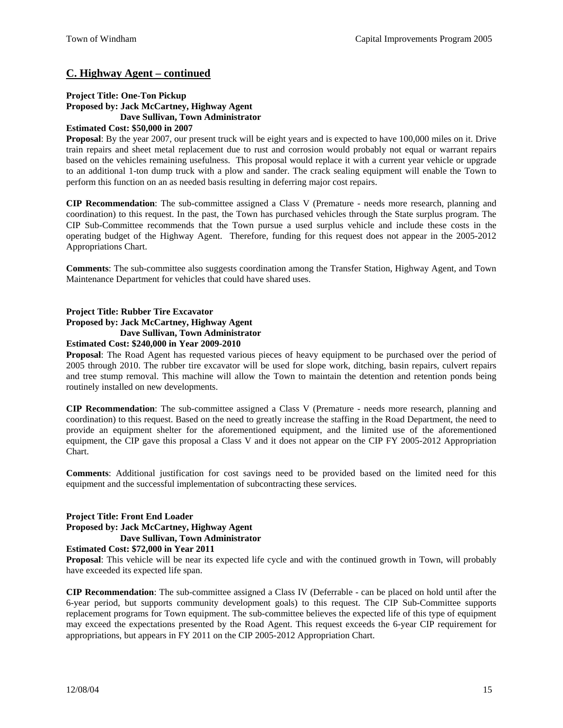## C. Highway Agent – continued

**Project Title: One-Ton Pickup**
**Proposed by: Jack McCartney, Highway Agent**
**Dave Sullivan, Town Administrator**
**Estimated Cost: $50,000 in 2007**
**Proposal**: By the year 2007, our present truck will be eight years and is expected to have 100,000 miles on it. Drive train repairs and sheet metal replacement due to rust and corrosion would probably not equal or warrant repairs based on the vehicles remaining usefulness. This proposal would replace it with a current year vehicle or upgrade to an additional 1-ton dump truck with a plow and sander. The crack sealing equipment will enable the Town to perform this function on an as needed basis resulting in deferring major cost repairs.

**CIP Recommendation**: The sub-committee assigned a Class V (Premature - needs more research, planning and coordination) to this request. In the past, the Town has purchased vehicles through the State surplus program. The CIP Sub-Committee recommends that the Town pursue a used surplus vehicle and include these costs in the operating budget of the Highway Agent. Therefore, funding for this request does not appear in the 2005-2012 Appropriations Chart.

**Comments**: The sub-committee also suggests coordination among the Transfer Station, Highway Agent, and Town Maintenance Department for vehicles that could have shared uses.

**Project Title: Rubber Tire Excavator**
**Proposed by: Jack McCartney, Highway Agent**
**Dave Sullivan, Town Administrator**
**Estimated Cost: $240,000 in Year 2009-2010**
**Proposal**: The Road Agent has requested various pieces of heavy equipment to be purchased over the period of 2005 through 2010. The rubber tire excavator will be used for slope work, ditching, basin repairs, culvert repairs and tree stump removal. This machine will allow the Town to maintain the detention and retention ponds being routinely installed on new developments.

**CIP Recommendation**: The sub-committee assigned a Class V (Premature - needs more research, planning and coordination) to this request. Based on the need to greatly increase the staffing in the Road Department, the need to provide an equipment shelter for the aforementioned equipment, and the limited use of the aforementioned equipment, the CIP gave this proposal a Class V and it does not appear on the CIP FY 2005-2012 Appropriation Chart.

**Comments**: Additional justification for cost savings need to be provided based on the limited need for this equipment and the successful implementation of subcontracting these services.

**Project Title: Front End Loader**
**Proposed by: Jack McCartney, Highway Agent**
**Dave Sullivan, Town Administrator**
**Estimated Cost: $72,000 in Year 2011**
**Proposal**: This vehicle will be near its expected life cycle and with the continued growth in Town, will probably have exceeded its expected life span.

**CIP Recommendation**: The sub-committee assigned a Class IV (Deferrable - can be placed on hold until after the 6-year period, but supports community development goals) to this request. The CIP Sub-Committee supports replacement programs for Town equipment. The sub-committee believes the expected life of this type of equipment may exceed the expectations presented by the Road Agent. This request exceeds the 6-year CIP requirement for appropriations, but appears in FY 2011 on the CIP 2005-2012 Appropriation Chart.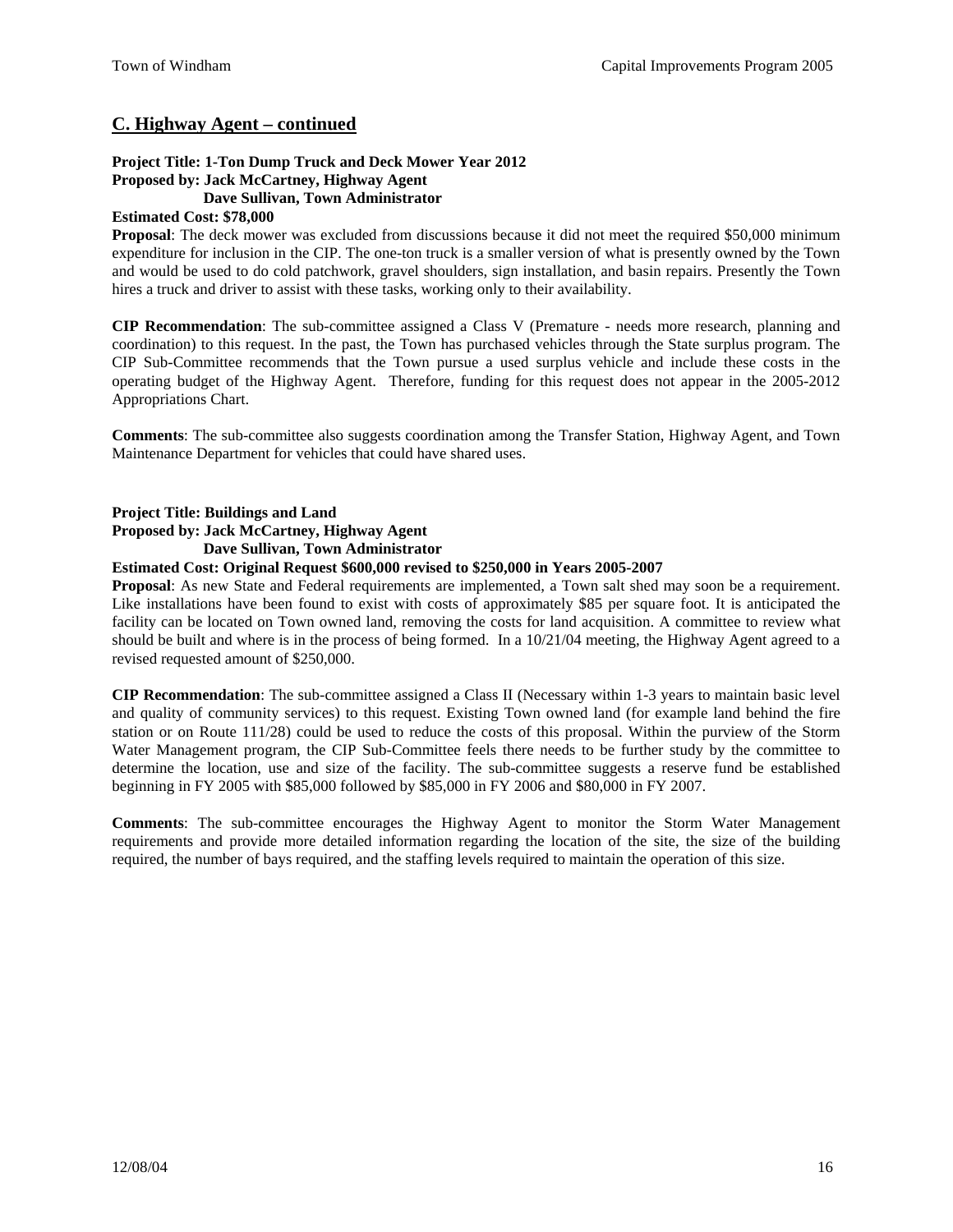## C. Highway Agent – continued

**Project Title: 1-Ton Dump Truck and Deck Mower Year 2012**
**Proposed by: Jack McCartney, Highway Agent**
**Dave Sullivan, Town Administrator**
**Estimated Cost: $78,000**

**Proposal**: The deck mower was excluded from discussions because it did not meet the required $50,000 minimum expenditure for inclusion in the CIP. The one-ton truck is a smaller version of what is presently owned by the Town and would be used to do cold patchwork, gravel shoulders, sign installation, and basin repairs. Presently the Town hires a truck and driver to assist with these tasks, working only to their availability.

**CIP Recommendation**: The sub-committee assigned a Class V (Premature - needs more research, planning and coordination) to this request. In the past, the Town has purchased vehicles through the State surplus program. The CIP Sub-Committee recommends that the Town pursue a used surplus vehicle and include these costs in the operating budget of the Highway Agent. Therefore, funding for this request does not appear in the 2005-2012 Appropriations Chart.

**Comments**: The sub-committee also suggests coordination among the Transfer Station, Highway Agent, and Town Maintenance Department for vehicles that could have shared uses.

**Project Title: Buildings and Land**
**Proposed by: Jack McCartney, Highway Agent**
**Dave Sullivan, Town Administrator**
**Estimated Cost: Original Request $600,000 revised to $250,000 in Years 2005-2007**

**Proposal**: As new State and Federal requirements are implemented, a Town salt shed may soon be a requirement. Like installations have been found to exist with costs of approximately $85 per square foot. It is anticipated the facility can be located on Town owned land, removing the costs for land acquisition. A committee to review what should be built and where is in the process of being formed. In a 10/21/04 meeting, the Highway Agent agreed to a revised requested amount of $250,000.

**CIP Recommendation**: The sub-committee assigned a Class II (Necessary within 1-3 years to maintain basic level and quality of community services) to this request. Existing Town owned land (for example land behind the fire station or on Route 111/28) could be used to reduce the costs of this proposal. Within the purview of the Storm Water Management program, the CIP Sub-Committee feels there needs to be further study by the committee to determine the location, use and size of the facility. The sub-committee suggests a reserve fund be established beginning in FY 2005 with $85,000 followed by $85,000 in FY 2006 and $80,000 in FY 2007.

**Comments**: The sub-committee encourages the Highway Agent to monitor the Storm Water Management requirements and provide more detailed information regarding the location of the site, the size of the building required, the number of bays required, and the staffing levels required to maintain the operation of this size.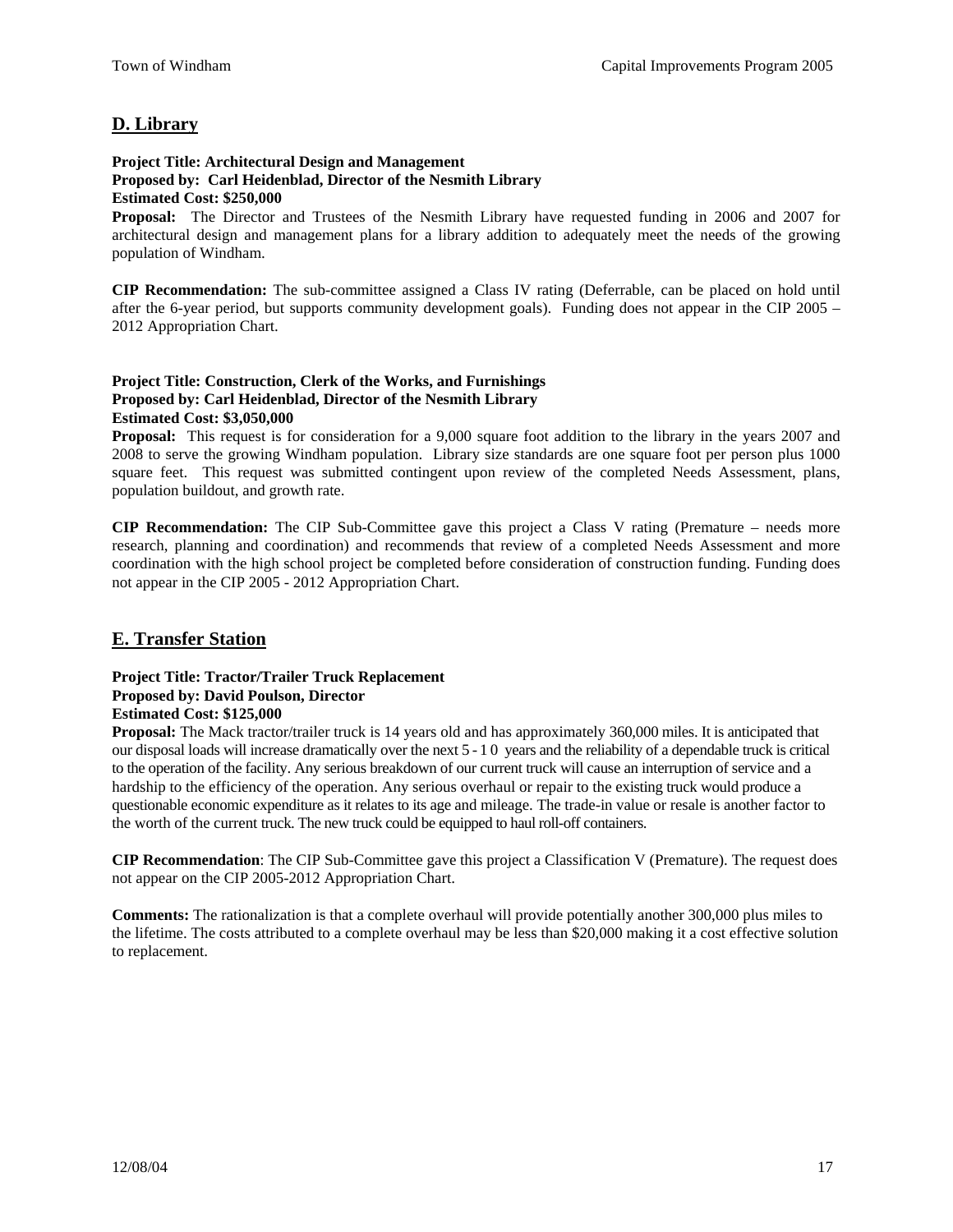## D. Library

**Project Title: Architectural Design and Management**
**Proposed by: Carl Heidenblad, Director of the Nesmith Library**
**Estimated Cost: $250,000**

**Proposal:** The Director and Trustees of the Nesmith Library have requested funding in 2006 and 2007 for architectural design and management plans for a library addition to adequately meet the needs of the growing population of Windham.

**CIP Recommendation:** The sub-committee assigned a Class IV rating (Deferrable, can be placed on hold until after the 6-year period, but supports community development goals). Funding does not appear in the CIP 2005 – 2012 Appropriation Chart.

**Project Title: Construction, Clerk of the Works, and Furnishings**
**Proposed by: Carl Heidenblad, Director of the Nesmith Library**
**Estimated Cost: $3,050,000**

**Proposal:** This request is for consideration for a 9,000 square foot addition to the library in the years 2007 and 2008 to serve the growing Windham population. Library size standards are one square foot per person plus 1000 square feet. This request was submitted contingent upon review of the completed Needs Assessment, plans, population buildout, and growth rate.

**CIP Recommendation:** The CIP Sub-Committee gave this project a Class V rating (Premature – needs more research, planning and coordination) and recommends that review of a completed Needs Assessment and more coordination with the high school project be completed before consideration of construction funding. Funding does not appear in the CIP 2005 - 2012 Appropriation Chart.

## E. Transfer Station

**Project Title: Tractor/Trailer Truck Replacement**
**Proposed by: David Poulson, Director**
**Estimated Cost: $125,000**

**Proposal:** The Mack tractor/trailer truck is 14 years old and has approximately 360,000 miles. It is anticipated that our disposal loads will increase dramatically over the next 5 - 10 years and the reliability of a dependable truck is critical to the operation of the facility. Any serious breakdown of our current truck will cause an interruption of service and a hardship to the efficiency of the operation. Any serious overhaul or repair to the existing truck would produce a questionable economic expenditure as it relates to its age and mileage. The trade-in value or resale is another factor to the worth of the current truck. The new truck could be equipped to haul roll-off containers.

**CIP Recommendation**: The CIP Sub-Committee gave this project a Classification V (Premature). The request does not appear on the CIP 2005-2012 Appropriation Chart.

**Comments:** The rationalization is that a complete overhaul will provide potentially another 300,000 plus miles to the lifetime. The costs attributed to a complete overhaul may be less than $20,000 making it a cost effective solution to replacement.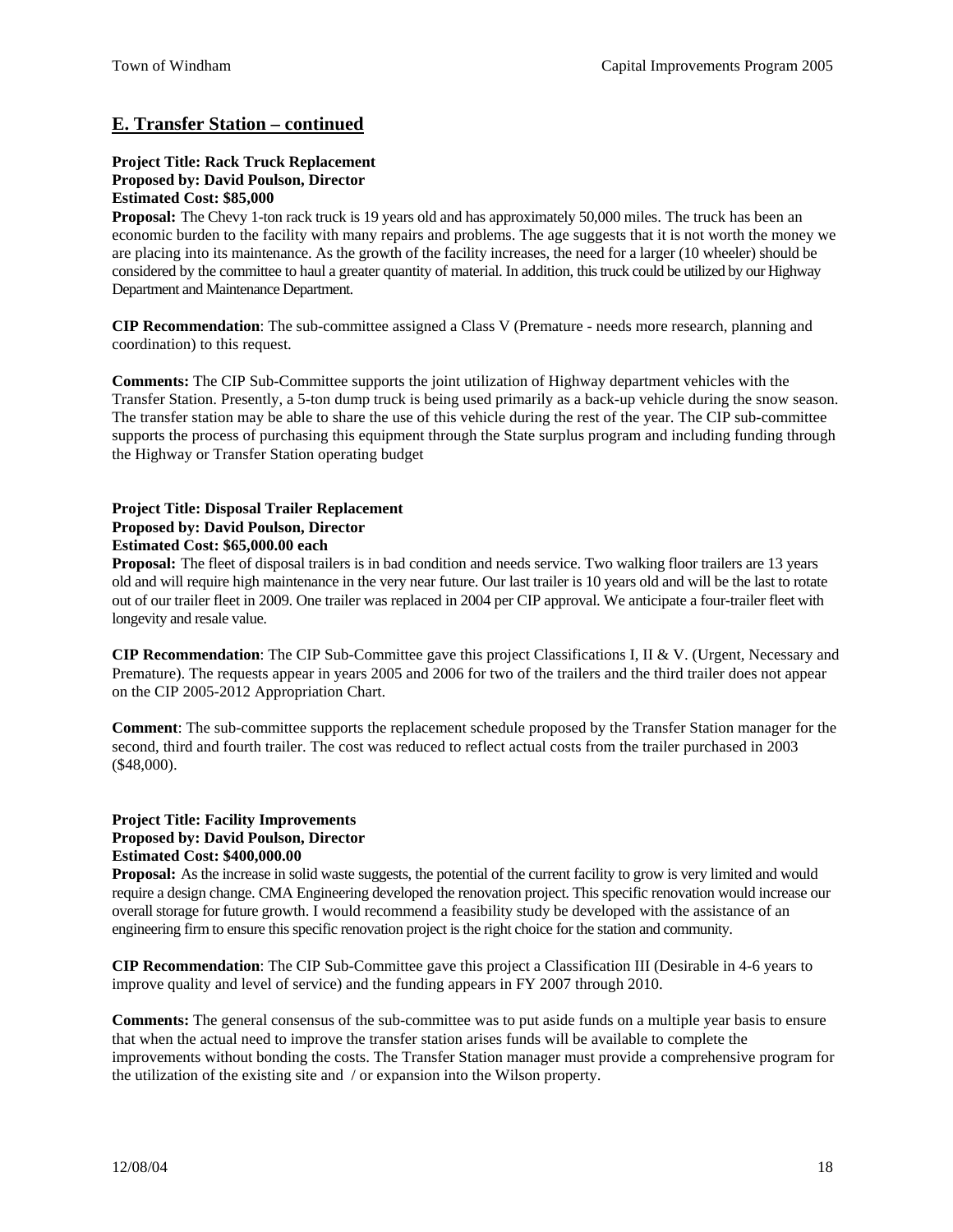## E. Transfer Station – continued

**Project Title: Rack Truck Replacement**
**Proposed by: David Poulson, Director**
**Estimated Cost: $85,000**

**Proposal:** The Chevy 1-ton rack truck is 19 years old and has approximately 50,000 miles. The truck has been an economic burden to the facility with many repairs and problems. The age suggests that it is not worth the money we are placing into its maintenance. As the growth of the facility increases, the need for a larger (10 wheeler) should be considered by the committee to haul a greater quantity of material. In addition, this truck could be utilized by our Highway Department and Maintenance Department.

**CIP Recommendation**: The sub-committee assigned a Class V (Premature - needs more research, planning and coordination) to this request.

**Comments:** The CIP Sub-Committee supports the joint utilization of Highway department vehicles with the Transfer Station. Presently, a 5-ton dump truck is being used primarily as a back-up vehicle during the snow season. The transfer station may be able to share the use of this vehicle during the rest of the year. The CIP sub-committee supports the process of purchasing this equipment through the State surplus program and including funding through the Highway or Transfer Station operating budget

**Project Title: Disposal Trailer Replacement**
**Proposed by: David Poulson, Director**
**Estimated Cost: $65,000.00 each**

**Proposal:** The fleet of disposal trailers is in bad condition and needs service. Two walking floor trailers are 13 years old and will require high maintenance in the very near future. Our last trailer is 10 years old and will be the last to rotate out of our trailer fleet in 2009. One trailer was replaced in 2004 per CIP approval. We anticipate a four-trailer fleet with longevity and resale value.

**CIP Recommendation**: The CIP Sub-Committee gave this project Classifications I, II & V. (Urgent, Necessary and Premature). The requests appear in years 2005 and 2006 for two of the trailers and the third trailer does not appear on the CIP 2005-2012 Appropriation Chart.

**Comment**: The sub-committee supports the replacement schedule proposed by the Transfer Station manager for the second, third and fourth trailer. The cost was reduced to reflect actual costs from the trailer purchased in 2003 ($48,000).

**Project Title: Facility Improvements**
**Proposed by: David Poulson, Director**
**Estimated Cost: $400,000.00**

**Proposal:** As the increase in solid waste suggests, the potential of the current facility to grow is very limited and would require a design change. CMA Engineering developed the renovation project. This specific renovation would increase our overall storage for future growth. I would recommend a feasibility study be developed with the assistance of an engineering firm to ensure this specific renovation project is the right choice for the station and community.

**CIP Recommendation**: The CIP Sub-Committee gave this project a Classification III (Desirable in 4-6 years to improve quality and level of service) and the funding appears in FY 2007 through 2010.

**Comments:** The general consensus of the sub-committee was to put aside funds on a multiple year basis to ensure that when the actual need to improve the transfer station arises funds will be available to complete the improvements without bonding the costs. The Transfer Station manager must provide a comprehensive program for the utilization of the existing site and / or expansion into the Wilson property.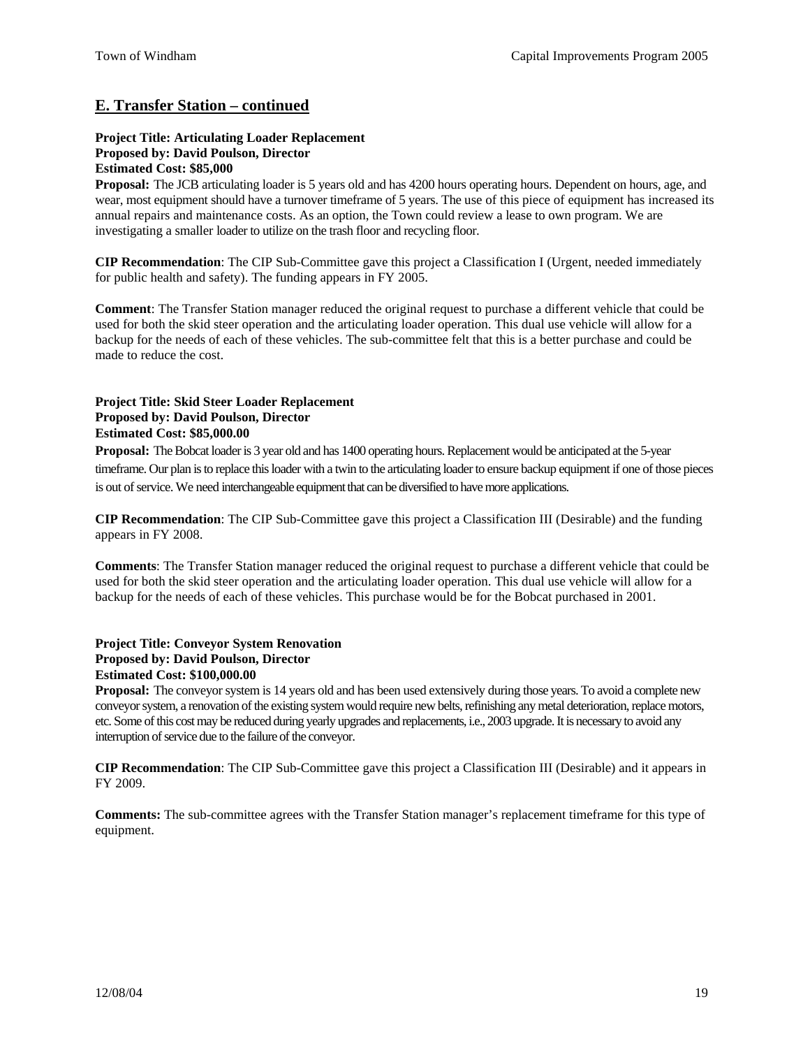## E. Transfer Station – continued

**Project Title: Articulating Loader Replacement**
**Proposed by: David Poulson, Director**
**Estimated Cost: $85,000**

**Proposal:** The JCB articulating loader is 5 years old and has 4200 hours operating hours. Dependent on hours, age, and wear, most equipment should have a turnover timeframe of 5 years. The use of this piece of equipment has increased its annual repairs and maintenance costs. As an option, the Town could review a lease to own program. We are investigating a smaller loader to utilize on the trash floor and recycling floor.

**CIP Recommendation**: The CIP Sub-Committee gave this project a Classification I (Urgent, needed immediately for public health and safety). The funding appears in FY 2005.

**Comment**: The Transfer Station manager reduced the original request to purchase a different vehicle that could be used for both the skid steer operation and the articulating loader operation. This dual use vehicle will allow for a backup for the needs of each of these vehicles. The sub-committee felt that this is a better purchase and could be made to reduce the cost.

**Project Title: Skid Steer Loader Replacement**
**Proposed by: David Poulson, Director**
**Estimated Cost: $85,000.00**

**Proposal:** The Bobcat loader is 3 year old and has 1400 operating hours. Replacement would be anticipated at the 5-year timeframe. Our plan is to replace this loader with a twin to the articulating loader to ensure backup equipment if one of those pieces is out of service. We need interchangeable equipment that can be diversified to have more applications.

**CIP Recommendation**: The CIP Sub-Committee gave this project a Classification III (Desirable) and the funding appears in FY 2008.

**Comments**: The Transfer Station manager reduced the original request to purchase a different vehicle that could be used for both the skid steer operation and the articulating loader operation. This dual use vehicle will allow for a backup for the needs of each of these vehicles. This purchase would be for the Bobcat purchased in 2001.

**Project Title: Conveyor System Renovation**
**Proposed by: David Poulson, Director**
**Estimated Cost: $100,000.00**

**Proposal:** The conveyor system is 14 years old and has been used extensively during those years. To avoid a complete new conveyor system, a renovation of the existing system would require new belts, refinishing any metal deterioration, replace motors, etc. Some of this cost may be reduced during yearly upgrades and replacements, i.e., 2003 upgrade. It is necessary to avoid any interruption of service due to the failure of the conveyor.

**CIP Recommendation**: The CIP Sub-Committee gave this project a Classification III (Desirable) and it appears in FY 2009.

**Comments:** The sub-committee agrees with the Transfer Station manager's replacement timeframe for this type of equipment.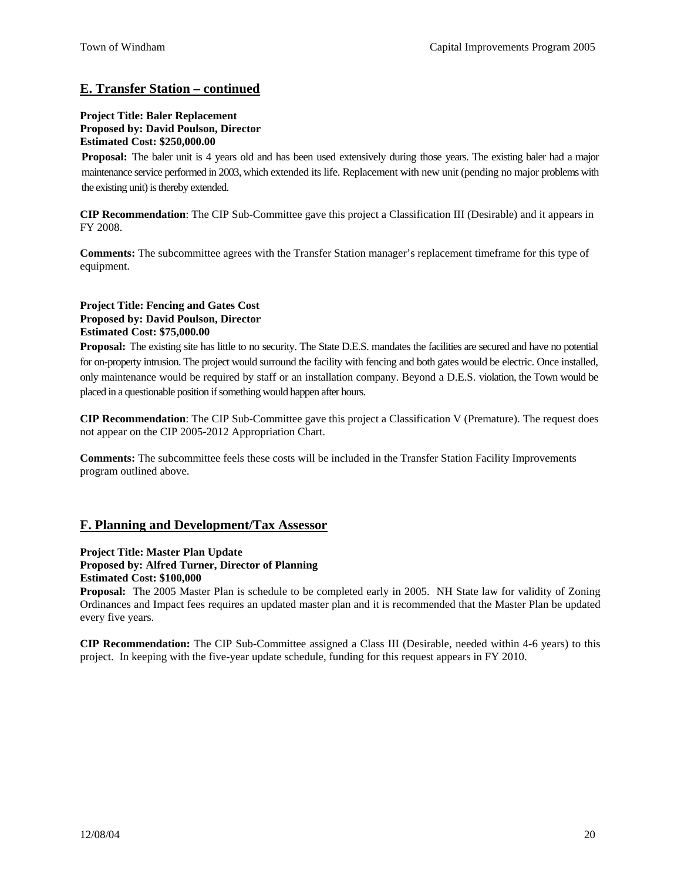## E. Transfer Station – continued

**Project Title: Baler Replacement**
**Proposed by: David Poulson, Director**
**Estimated Cost: $250,000.00**

**Proposal:** The baler unit is 4 years old and has been used extensively during those years. The existing baler had a major maintenance service performed in 2003, which extended its life. Replacement with new unit (pending no major problems with the existing unit) is thereby extended.

**CIP Recommendation**: The CIP Sub-Committee gave this project a Classification III (Desirable) and it appears in FY 2008.

**Comments:** The subcommittee agrees with the Transfer Station manager's replacement timeframe for this type of equipment.

**Project Title: Fencing and Gates Cost**
**Proposed by: David Poulson, Director**
**Estimated Cost: $75,000.00**

**Proposal:** The existing site has little to no security. The State D.E.S. mandates the facilities are secured and have no potential for on-property intrusion. The project would surround the facility with fencing and both gates would be electric. Once installed, only maintenance would be required by staff or an installation company. Beyond a D.E.S. violation, the Town would be placed in a questionable position if something would happen after hours.

**CIP Recommendation**: The CIP Sub-Committee gave this project a Classification V (Premature). The request does not appear on the CIP 2005-2012 Appropriation Chart.

**Comments:** The subcommittee feels these costs will be included in the Transfer Station Facility Improvements program outlined above.

## F. Planning and Development/Tax Assessor

**Project Title: Master Plan Update**
**Proposed by: Alfred Turner, Director of Planning**
**Estimated Cost: $100,000**

**Proposal:** The 2005 Master Plan is schedule to be completed early in 2005. NH State law for validity of Zoning Ordinances and Impact fees requires an updated master plan and it is recommended that the Master Plan be updated every five years.

**CIP Recommendation:** The CIP Sub-Committee assigned a Class III (Desirable, needed within 4-6 years) to this project. In keeping with the five-year update schedule, funding for this request appears in FY 2010.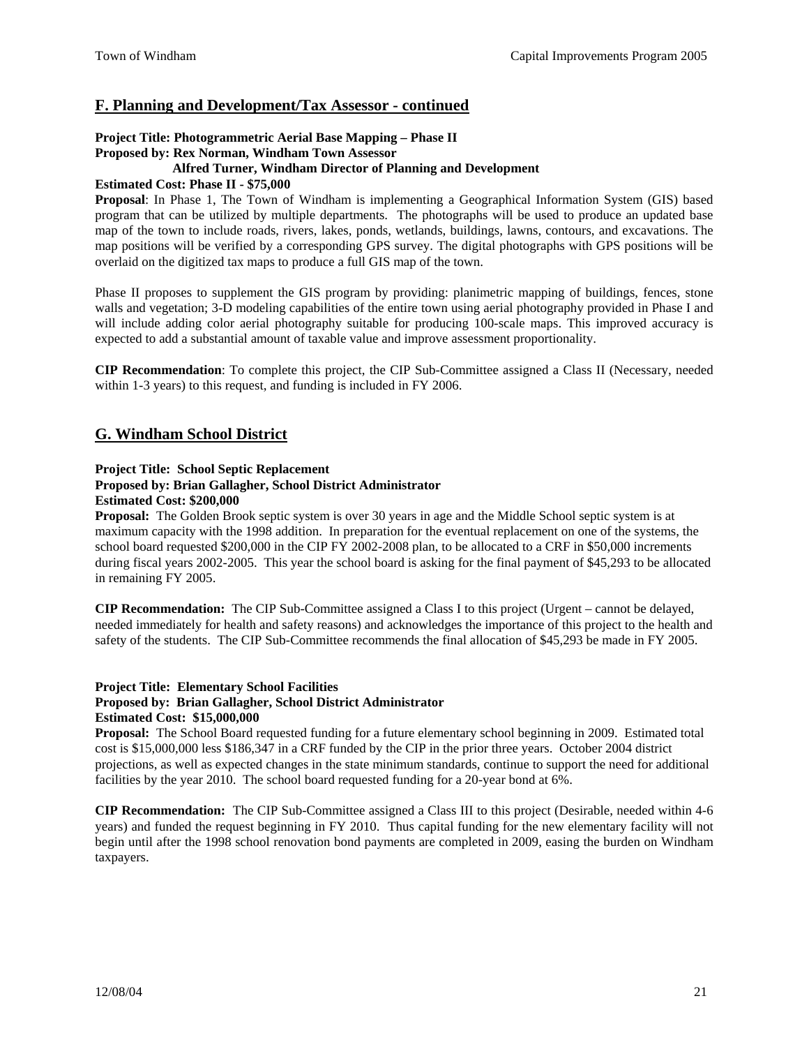## F. Planning and Development/Tax Assessor - continued

**Project Title: Photogrammetric Aerial Base Mapping – Phase II**
**Proposed by: Rex Norman, Windham Town Assessor**
**Alfred Turner, Windham Director of Planning and Development**
**Estimated Cost: Phase II - $75,000**

**Proposal**: In Phase 1, The Town of Windham is implementing a Geographical Information System (GIS) based program that can be utilized by multiple departments. The photographs will be used to produce an updated base map of the town to include roads, rivers, lakes, ponds, wetlands, buildings, lawns, contours, and excavations. The map positions will be verified by a corresponding GPS survey. The digital photographs with GPS positions will be overlaid on the digitized tax maps to produce a full GIS map of the town.

Phase II proposes to supplement the GIS program by providing: planimetric mapping of buildings, fences, stone walls and vegetation; 3-D modeling capabilities of the entire town using aerial photography provided in Phase I and will include adding color aerial photography suitable for producing 100-scale maps. This improved accuracy is expected to add a substantial amount of taxable value and improve assessment proportionality.

**CIP Recommendation**: To complete this project, the CIP Sub-Committee assigned a Class II (Necessary, needed within 1-3 years) to this request, and funding is included in FY 2006.

## G. Windham School District

**Project Title: School Septic Replacement**
**Proposed by: Brian Gallagher, School District Administrator**
**Estimated Cost: $200,000**

**Proposal:** The Golden Brook septic system is over 30 years in age and the Middle School septic system is at maximum capacity with the 1998 addition. In preparation for the eventual replacement on one of the systems, the school board requested $200,000 in the CIP FY 2002-2008 plan, to be allocated to a CRF in $50,000 increments during fiscal years 2002-2005. This year the school board is asking for the final payment of $45,293 to be allocated in remaining FY 2005.

**CIP Recommendation:** The CIP Sub-Committee assigned a Class I to this project (Urgent – cannot be delayed, needed immediately for health and safety reasons) and acknowledges the importance of this project to the health and safety of the students. The CIP Sub-Committee recommends the final allocation of $45,293 be made in FY 2005.

**Project Title: Elementary School Facilities**
**Proposed by: Brian Gallagher, School District Administrator**
**Estimated Cost: $15,000,000**

**Proposal:** The School Board requested funding for a future elementary school beginning in 2009. Estimated total cost is $15,000,000 less $186,347 in a CRF funded by the CIP in the prior three years. October 2004 district projections, as well as expected changes in the state minimum standards, continue to support the need for additional facilities by the year 2010. The school board requested funding for a 20-year bond at 6%.

**CIP Recommendation:** The CIP Sub-Committee assigned a Class III to this project (Desirable, needed within 4-6 years) and funded the request beginning in FY 2010. Thus capital funding for the new elementary facility will not begin until after the 1998 school renovation bond payments are completed in 2009, easing the burden on Windham taxpayers.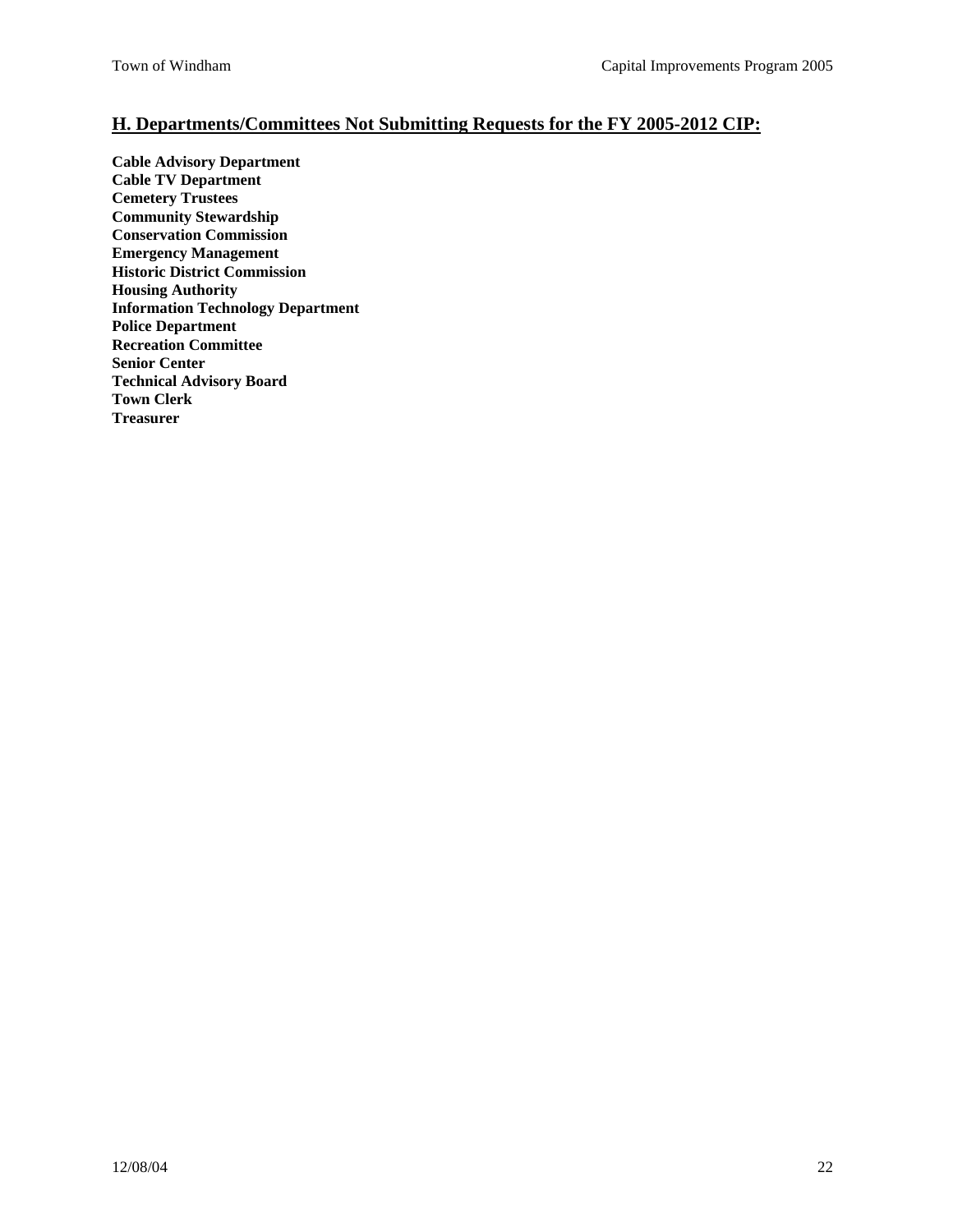## H. Departments/Committees Not Submitting Requests for the FY 2005-2012 CIP:

**Cable Advisory Department**
**Cable TV Department**
**Cemetery Trustees**
**Community Stewardship**
**Conservation Commission**
**Emergency Management**
**Historic District Commission**
**Housing Authority**
**Information Technology Department**
**Police Department**
**Recreation Committee**
**Senior Center**
**Technical Advisory Board**
**Town Clerk**
**Treasurer**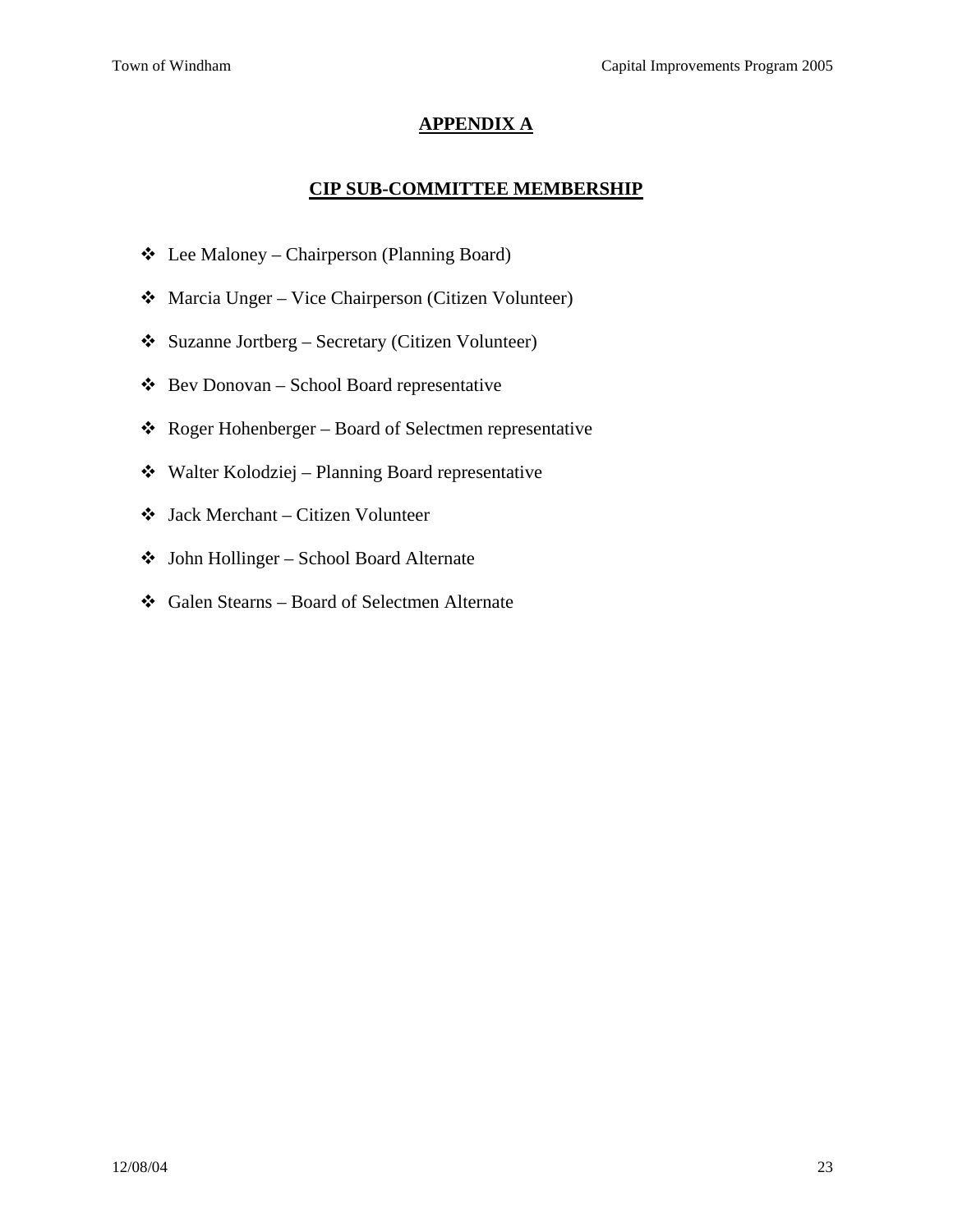## APPENDIX A

## CIP SUB-COMMITTEE MEMBERSHIP

- Lee Maloney – Chairperson (Planning Board)
- Marcia Unger – Vice Chairperson (Citizen Volunteer)
- Suzanne Jortberg – Secretary (Citizen Volunteer)
- Bev Donovan – School Board representative
- Roger Hohenberger – Board of Selectmen representative
- Walter Kolodziej – Planning Board representative
- Jack Merchant – Citizen Volunteer
- John Hollinger – School Board Alternate
- Galen Stearns – Board of Selectmen Alternate